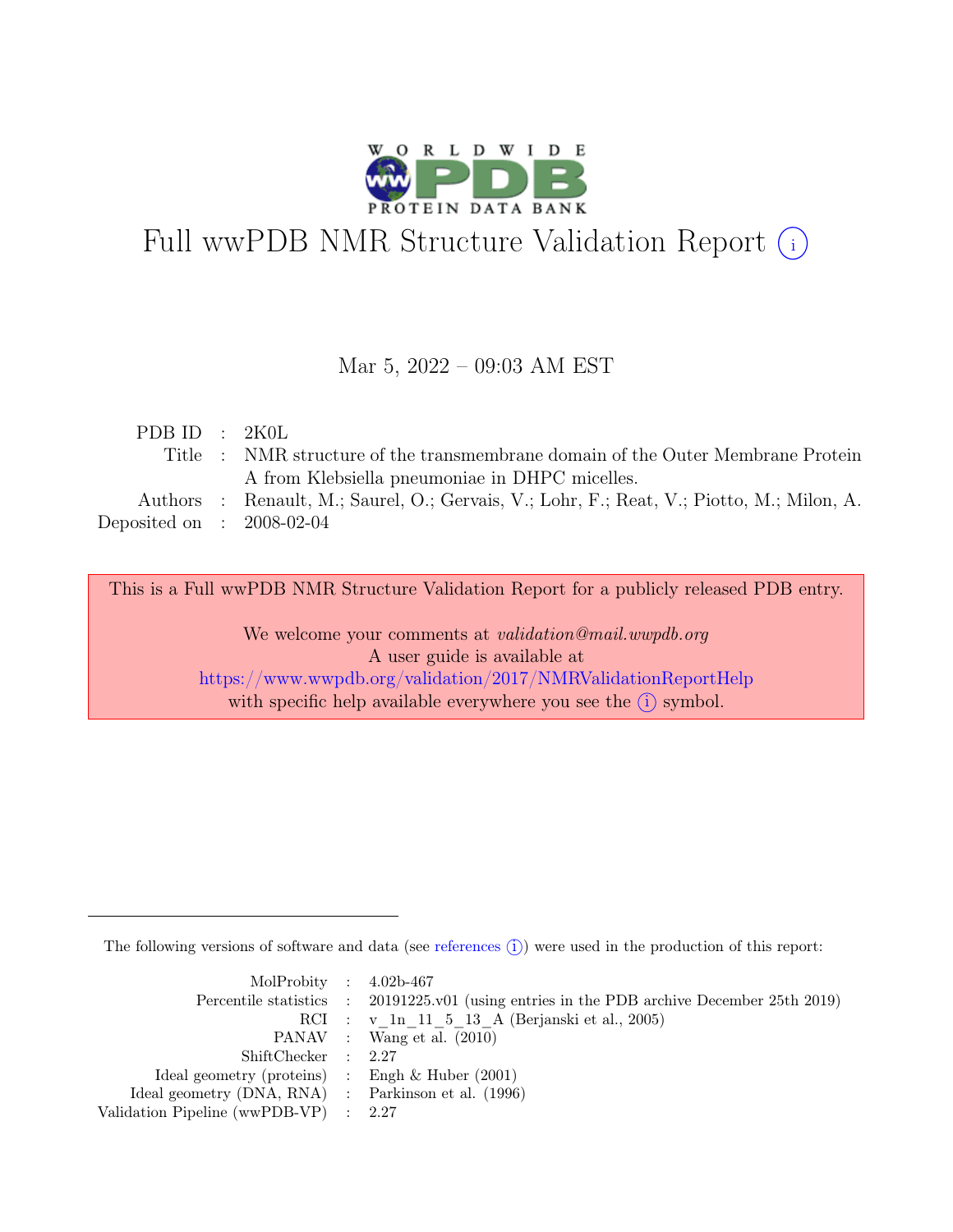# Full wwPDB NMR Structure Validation Report (i)

Mar 5, 2022 – 09:03 AM EST

| | | |
|---|---|---|
| PDB ID | : | 2K0L |
| Title | : | NMR structure of the transmembrane domain of the Outer Membrane Protein A from Klebsiella pneumoniae in DHPC micelles. |
| Authors | : | Renault, M.; Saurel, O.; Gervais, V.; Lohr, F.; Reat, V.; Piotto, M.; Milon, A. |
| Deposited on | : | 2008-02-04 |

This is a Full wwPDB NMR Structure Validation Report for a publicly released PDB entry.

We welcome your comments at *validation@mail.wwpdb.org*
A user guide is available at
https://www.wwpdb.org/validation/2017/NMRValidationReportHelp
with specific help available everywhere you see the (i) symbol.

---

The following versions of software and data (see references (i)) were used in the production of this report:

| | | |
|---|---|---|
| MolProbity | : | 4.02b-467 |
| Percentile statistics | : | 20191225.v01 (using entries in the PDB archive December 25th 2019) |
| RCI | : | v_1n_11_5_13_A (Berjanski et al., 2005) |
| PANAV | : | Wang et al. (2010) |
| ShiftChecker | : | 2.27 |
| Ideal geometry (proteins) | : | Engh & Huber (2001) |
| Ideal geometry (DNA, RNA) | : | Parkinson et al. (1996) |
| Validation Pipeline (wwPDB-VP) | : | 2.27 |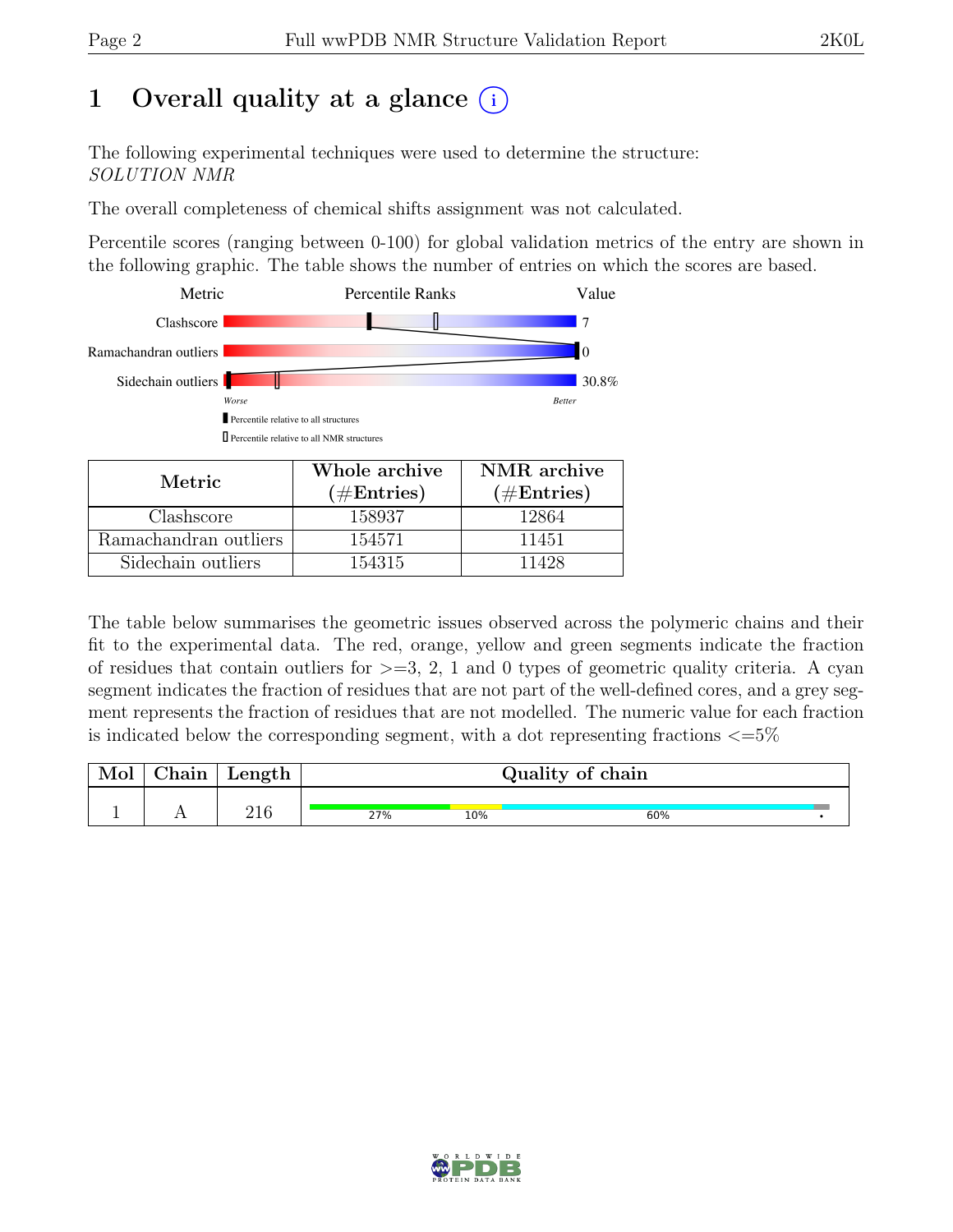# 1 Overall quality at a glance (i)

The following experimental techniques were used to determine the structure:
*SOLUTION NMR*

The overall completeness of chemical shifts assignment was not calculated.

Percentile scores (ranging between 0-100) for global validation metrics of the entry are shown in the following graphic. The table shows the number of entries on which the scores are based.

| Metric | Percentile Ranks | Value |
|---|---|---|
| Clashscore | | 7 |
| Ramachandran outliers | | 0 |
| Sidechain outliers | | 30.8% |

Worse — Better

Percentile relative to all structures

Percentile relative to all NMR structures

| Metric | Whole archive (#Entries) | NMR archive (#Entries) |
|---|---|---|
| Clashscore | 158937 | 12864 |
| Ramachandran outliers | 154571 | 11451 |
| Sidechain outliers | 154315 | 11428 |

The table below summarises the geometric issues observed across the polymeric chains and their fit to the experimental data. The red, orange, yellow and green segments indicate the fraction of residues that contain outliers for >=3, 2, 1 and 0 types of geometric quality criteria. A cyan segment indicates the fraction of residues that are not part of the well-defined cores, and a grey segment represents the fraction of residues that are not modelled. The numeric value for each fraction is indicated below the corresponding segment, with a dot representing fractions <=5%

| Mol | Chain | Length | Quality of chain |
|---|---|---|---|
| 1 | A | 216 | 27% 10% 60% • |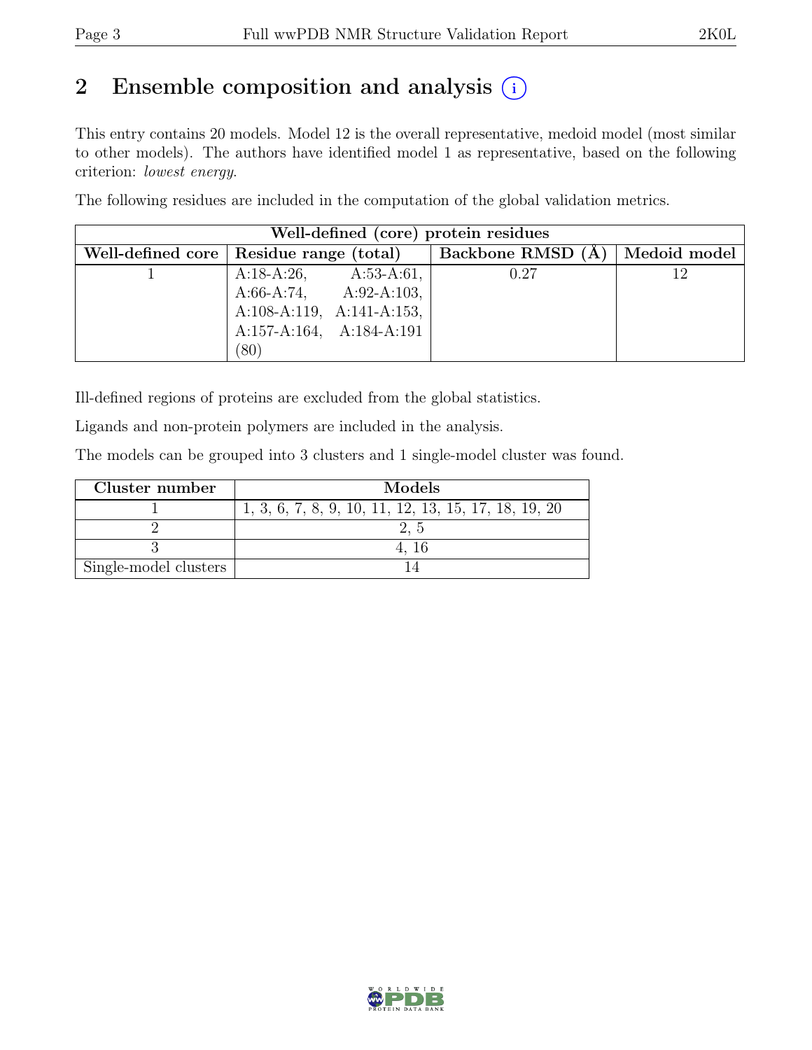# 2 Ensemble composition and analysis (i)

This entry contains 20 models. Model 12 is the overall representative, medoid model (most similar to other models). The authors have identified model 1 as representative, based on the following criterion: *lowest energy*.

The following residues are included in the computation of the global validation metrics.

| Well-defined (core) protein residues | | | |
|---|---|---|---|
| Well-defined core | Residue range (total) | Backbone RMSD (Å) | Medoid model |
| 1 | A:18-A:26, A:53-A:61, A:66-A:74, A:92-A:103, A:108-A:119, A:141-A:153, A:157-A:164, A:184-A:191 (80) | 0.27 | 12 |

Ill-defined regions of proteins are excluded from the global statistics.

Ligands and non-protein polymers are included in the analysis.

The models can be grouped into 3 clusters and 1 single-model cluster was found.

| Cluster number | Models |
|---|---|
| 1 | 1, 3, 6, 7, 8, 9, 10, 11, 12, 13, 15, 17, 18, 19, 20 |
| 2 | 2, 5 |
| 3 | 4, 16 |
| Single-model clusters | 14 |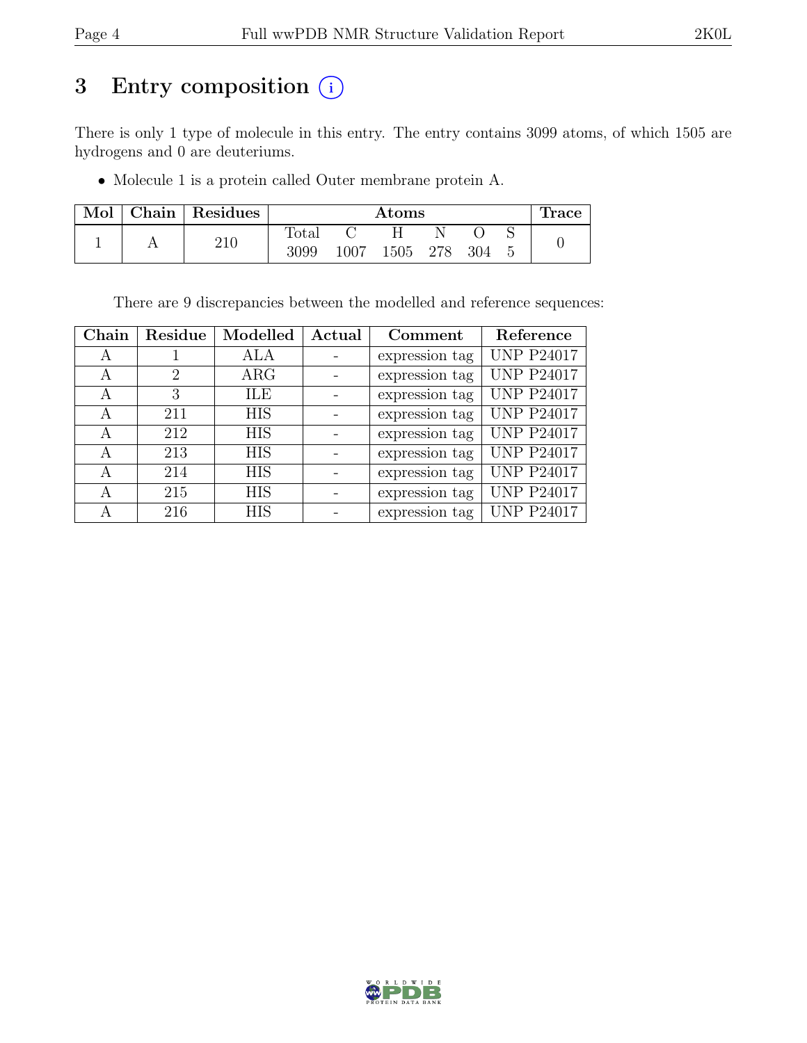# 3 Entry composition (i)

There is only 1 type of molecule in this entry. The entry contains 3099 atoms, of which 1505 are hydrogens and 0 are deuteriums.

- Molecule 1 is a protein called Outer membrane protein A.

| Mol | Chain | Residues | Atoms | | | | | | Trace |
|---|---|---|---|---|---|---|---|---|---|
| | | | Total | C | H | N | O | S | |
| 1 | A | 210 | 3099 | 1007 | 1505 | 278 | 304 | 5 | 0 |

There are 9 discrepancies between the modelled and reference sequences:

| Chain | Residue | Modelled | Actual | Comment | Reference |
|---|---|---|---|---|---|
| A | 1 | ALA | - | expression tag | UNP P24017 |
| A | 2 | ARG | - | expression tag | UNP P24017 |
| A | 3 | ILE | - | expression tag | UNP P24017 |
| A | 211 | HIS | - | expression tag | UNP P24017 |
| A | 212 | HIS | - | expression tag | UNP P24017 |
| A | 213 | HIS | - | expression tag | UNP P24017 |
| A | 214 | HIS | - | expression tag | UNP P24017 |
| A | 215 | HIS | - | expression tag | UNP P24017 |
| A | 216 | HIS | - | expression tag | UNP P24017 |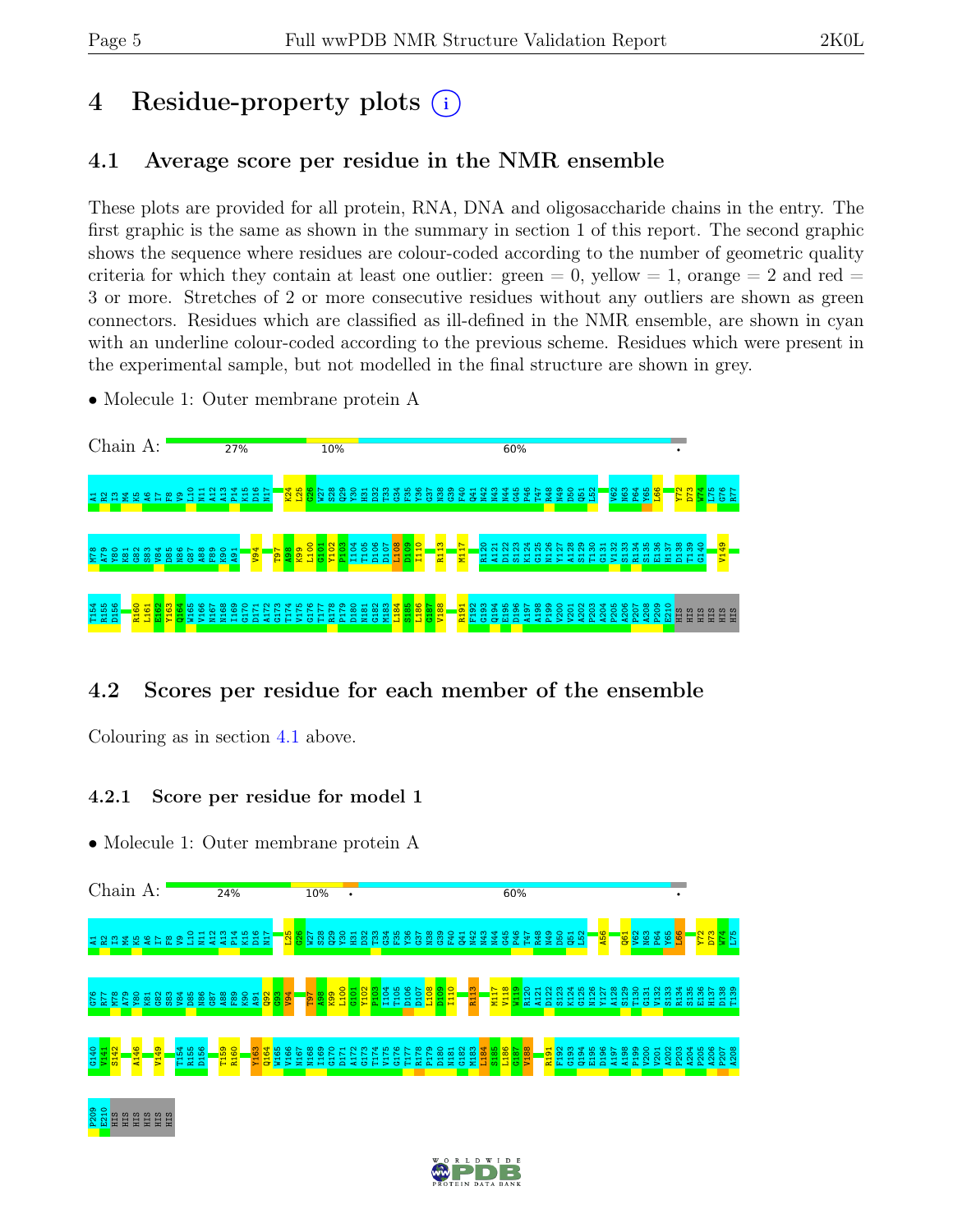# 4 Residue-property plots

## 4.1 Average score per residue in the NMR ensemble

These plots are provided for all protein, RNA, DNA and oligosaccharide chains in the entry. The first graphic is the same as shown in the summary in section 1 of this report. The second graphic shows the sequence where residues are colour-coded according to the number of geometric quality criteria for which they contain at least one outlier: green = 0, yellow = 1, orange = 2 and red = 3 or more. Stretches of 2 or more consecutive residues without any outliers are shown as green connectors. Residues which are classified as ill-defined in the NMR ensemble, are shown in cyan with an underline colour-coded according to the previous scheme. Residues which were present in the experimental sample, but not modelled in the final structure are shown in grey.

- Molecule 1: Outer membrane protein A

Chain A: 27% | 10% | 60% | •

A1 R2 I3 M4 K5 A6 I7 F8 V9 L10 N11 A12 A13 P14 K15 D16 N17 K24 L25 G26 W27 S28 Q29 Y30 H31 D32 T33 G34 F35 Y36 G37 N38 G39 F40 Q41 N42 N43 N44 G45 P46 T47 R48 N49 D50 Q51 L52 V62 N63 P64 Y65 L66 Y72 D73 W74 L75 G76 R77 M78 R79 V80 K81 G82 S83 V84 D85 N86 G87 A88 F89 K90 A91 V94 T97 A98 K99 L100 G101 Y102 P103 I104 T105 D106 D107 L108 D109 I110 R113 M117 R120 A121 D122 S123 K124 G125 N126 Y127 A128 S129 T130 G131 V132 S133 R134 S135 E136 H137 D138 T139 G140 V149 T154 R155 D156 R160 L161 E162 Y163 Q164 W165 V166 N167 N168 I169 G170 D171 A172 G173 T174 V175 G176 T177 R178 P179 D180 N181 G182 M183 L184 S185 L186 G187 V188 R191 F192 G193 Q194 E195 D196 A197 A198 P199 V200 V201 A202 P203 A204 P205 A206 P207 A208 P209 E210 HIS HIS HIS HIS HIS HIS

## 4.2 Scores per residue for each member of the ensemble

Colouring as in section 4.1 above.

### 4.2.1 Score per residue for model 1

- Molecule 1: Outer membrane protein A

Chain A: 24% | 10% | • | 60% | •

A1 R2 I3 M4 K5 A6 I7 F8 V9 L10 N11 A12 A13 P14 K15 D16 N17 L25 G26 W27 S28 Q29 Y30 H31 D32 T33 G34 F35 Y36 G37 N38 G39 F40 Q41 N42 N43 N44 G45 P46 T47 R48 N49 D50 Q51 L52 A56 Q61 V62 N63 P64 Y65 L66 Y72 D73 W74 L75 G76 R77 M78 A79 Y80 K81 G82 S83 V84 D85 N86 G87 A88 F89 K90 A91 Q92 G93 V94 T97 A98 K99 L100 G101 Y102 P103 I104 T105 D106 D107 L108 D109 I110 R113 M117 V118 W119 R120 A121 D122 S123 K124 G125 N126 Y127 A128 S129 T130 G131 V132 S133 R134 S135 E136 H137 D138 T139 G140 V141 S142 A146 V149 T154 R155 D156 T159 R160 Y163 Q164 W165 V166 N167 N168 I169 G170 D171 A172 G173 T174 V175 G176 T177 R178 P179 D180 N181 G182 M183 L184 S185 L186 G187 V188 R191 F192 G193 Q194 E195 D196 A197 A198 P199 V200 V201 A202 P203 A204 P205 A206 P207 A208 P209 E210 HIS HIS HIS HIS HIS HIS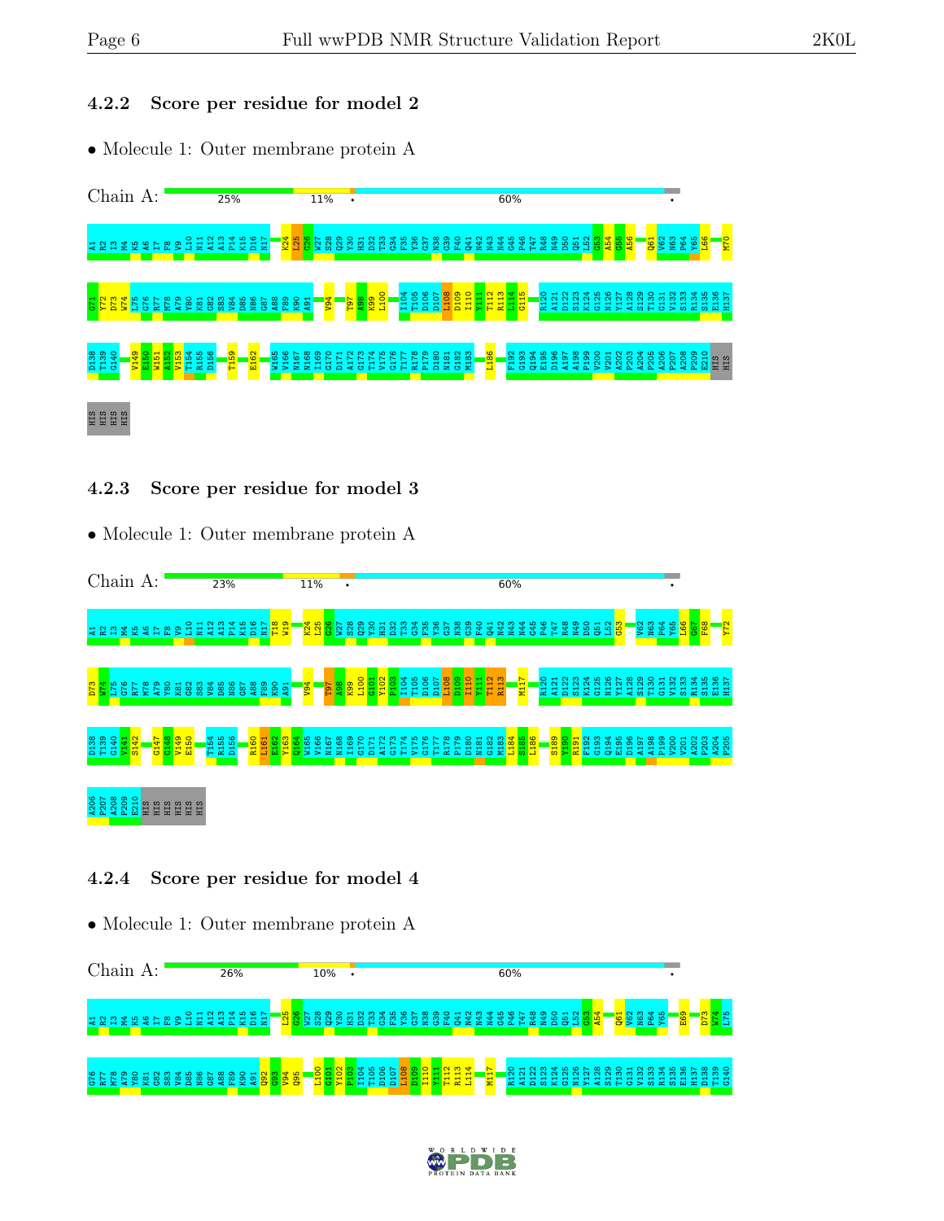### 4.2.2 Score per residue for model 2

• Molecule 1: Outer membrane protein A

Chain A: 25% 11% • 60% •

A1 R2 I3 M4 K5 A6 I7 F8 V9 L10 N11 A12 A13 P14 K15 D16 N17 K24 L25 G26 W27 S28 Q29 Y30 H31 D32 T33 G34 F35 Y36 G37 N38 G39 F40 Q41 H42 N43 N44 G45 P46 T47 R48 N49 D50 Q51 L52 G53 A54 G55 A56 Q61 V62 N63 P64 Y65 L66 M70 G71 Y72 D73 W74 L75 G76 R77 M78 A79 Y80 K81 G82 S83 V84 D85 N86 G87 A88 F89 K90 A91 V94 T97 A98 K99 L100 I104 T105 D106 D107 L108 D109 I110 Y111 T112 R113 L114 G115 R120 A121 D122 S123 K124 G125 N126 Y127 A128 S129 T130 G131 V132 S133 R134 S135 E136 H137 D138 T139 G140 V149 E150 W151 A152 V153 T154 R155 D156 T159 E162 W165 V166 N167 N168 I169 G170 D171 A172 G173 T174 V175 G176 T177 R178 P179 D180 N181 G182 M183 L186 F192 G193 Q194 E195 D196 A197 A198 P199 V200 V201 A202 P203 A204 P205 A206 P207 A208 P209 E210 HIS HIS HIS HIS HIS HIS

### 4.2.3 Score per residue for model 3

• Molecule 1: Outer membrane protein A

Chain A: 23% 11% • 60% •

A1 R2 I3 M4 K5 A6 I7 F8 V9 L10 N11 A12 A13 P14 K15 D16 N17 T18 W19 K24 L25 G26 W27 S28 Q29 Y30 H31 D32 T33 G34 F35 Y36 G37 N38 G39 F40 Q41 H42 N43 N44 G45 P46 T47 R48 N49 D50 Q51 L52 G53 V62 N63 P64 Y65 L66 G67 F68 Y72 D73 W74 L75 G76 R77 M78 A79 Y80 K81 G82 S83 V84 D85 N86 G87 A88 F89 K90 A91 V94 T97 A98 K99 L100 G101 Y102 P103 I104 T105 D106 D107 L108 D109 I110 Y111 T112 R113 M117 R120 A121 D122 S123 K124 G125 N126 Y127 A128 S129 T130 G131 V132 S133 R134 S135 E136 H137 D138 T139 G140 V141 S142 G147 G148 V149 E150 T154 R155 D156 R160 L161 E162 Y163 Q164 W165 V166 N167 N168 I169 G170 D171 A172 G173 T174 V175 G176 T177 R178 P179 D180 N181 G182 M183 L184 S185 L186 S189 Y190 R191 F192 G193 Q194 E195 D196 A197 A198 P199 V200 V201 A202 P203 A204 P205 A206 P207 A208 P209 E210 HIS HIS HIS HIS HIS HIS

### 4.2.4 Score per residue for model 4

• Molecule 1: Outer membrane protein A

Chain A: 26% 10% • 60% •

A1 R2 I3 M4 K5 A6 I7 F8 V9 L10 N11 A12 A13 P14 K15 D16 N17 L25 G26 W27 S28 Q29 Y30 H31 D32 T33 G34 F35 Y36 G37 N38 G39 F40 Q41 H42 N43 N44 G45 P46 T47 R48 N49 D50 Q51 L52 G53 A54 Q61 V62 N63 P64 Y65 E69 D73 W74 L75 G76 R77 M78 A79 Y80 K81 G82 S83 V84 D85 N86 G87 A88 F89 K90 A91 Q92 G93 V94 Q95 L100 G101 Y102 P103 I104 T105 D106 D107 L108 D109 I110 Y111 T112 R113 L114 M117 R120 A121 D122 S123 K124 G125 N126 Y127 A128 S129 T130 G131 V132 S133 R134 S135 E136 H137 D138 T139 G140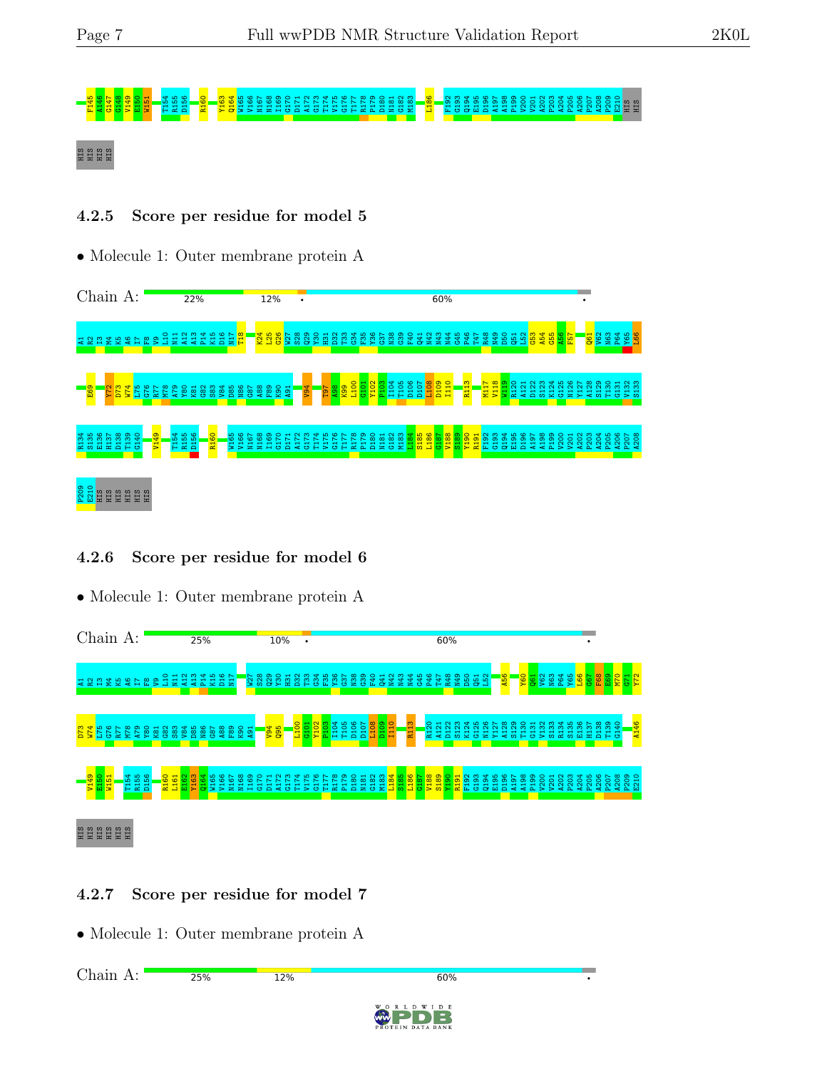F145 A146 G147 G148 V149 E150 W151 T154 R155 D156 R160 Y163 Q164 W165 V166 N167 N168 I169 G170 D171 A172 G173 T174 V175 G176 T177 R178 P179 D180 N181 G182 M183 L186 F192 G193 Q194 E195 D196 A197 A198 P199 V200 V201 A202 P203 A204 P205 A206 P207 A208 P209 E210 HIS HIS HIS HIS HIS HIS

### 4.2.5 Score per residue for model 5

- Molecule 1: Outer membrane protein A

Chain A: 22% | 12% | • | 60% | •

A1 R2 I3 M4 K5 A6 I7 F8 V9 L10 N11 A12 A13 P14 K15 D16 N17 T18 K24 L25 G26 W27 S28 Q29 Y30 H31 D32 T33 G34 F35 Y36 G37 N38 G39 F40 Q41 N42 N43 N44 G45 P46 T47 R48 N49 D50 Q51 L52 G53 A54 G55 A56 F57 Q61 V62 N63 P64 Y65 L66 E69 Y72 D73 W74 L75 G76 R77 M78 A79 Y80 K81 G82 S83 V84 D85 N86 G87 A88 F89 K90 A91 V94 T97 A98 K99 L100 G101 Y102 P103 I104 T105 D106 D107 L108 D109 I110 R113 M117 V118 W119 R120 A121 D122 S123 K124 G125 N126 Y127 A128 S129 T130 G131 V132 S133 R134 S135 E136 H137 D138 T139 G140 V149 T154 R155 D156 R160 W165 V166 N167 N168 I169 G170 D171 A172 G173 T174 V175 G176 T177 R178 P179 D180 N181 G182 M183 L184 S185 L186 G187 V188 S189 Y190 R191 F192 G193 Q194 E195 D196 A197 A198 P199 V200 V201 A202 P203 A204 P205 A206 P207 A208 P209 E210 HIS HIS HIS HIS HIS HIS

### 4.2.6 Score per residue for model 6

- Molecule 1: Outer membrane protein A

Chain A: 25% | 10% | • | 60% | •

A1 R2 I3 M4 K5 A6 I7 F8 V9 L10 N11 A12 A13 P14 K15 D16 N17 W27 S28 Q29 Y30 H31 D32 T33 G34 F35 Y36 G37 N38 G39 F40 Q41 N42 N43 N44 G45 P46 T47 R48 N49 D50 Q51 L52 A56 Y60 Q61 V62 N63 P64 Y65 L66 G67 F68 E69 M70 G71 Y72 D73 W74 L75 G76 R77 M78 A79 Y80 K81 G82 S83 V84 D85 N86 G87 A88 F89 K90 A91 V94 Q95 L100 G101 Y102 P103 I104 T105 D106 D107 L108 D109 I110 R113 R120 A121 D122 S123 K124 G125 N126 Y127 A128 S129 T130 G131 V132 S133 R134 S135 E136 H137 D138 T139 G140 A146 V149 E150 W151 T154 R155 D156 R160 L161 E162 Y163 Q164 W165 V166 N167 N168 I169 G170 D171 A172 G173 T174 V175 G176 T177 R178 P179 D180 N181 G182 M183 L184 S185 L186 G187 V188 S189 Y190 R191 F192 G193 Q194 E195 D196 A197 A198 P199 V200 V201 A202 P203 A204 P205 A206 P207 A208 P209 E210 HIS HIS HIS HIS HIS HIS

### 4.2.7 Score per residue for model 7

- Molecule 1: Outer membrane protein A

Chain A: 25% | 12% | 60% | •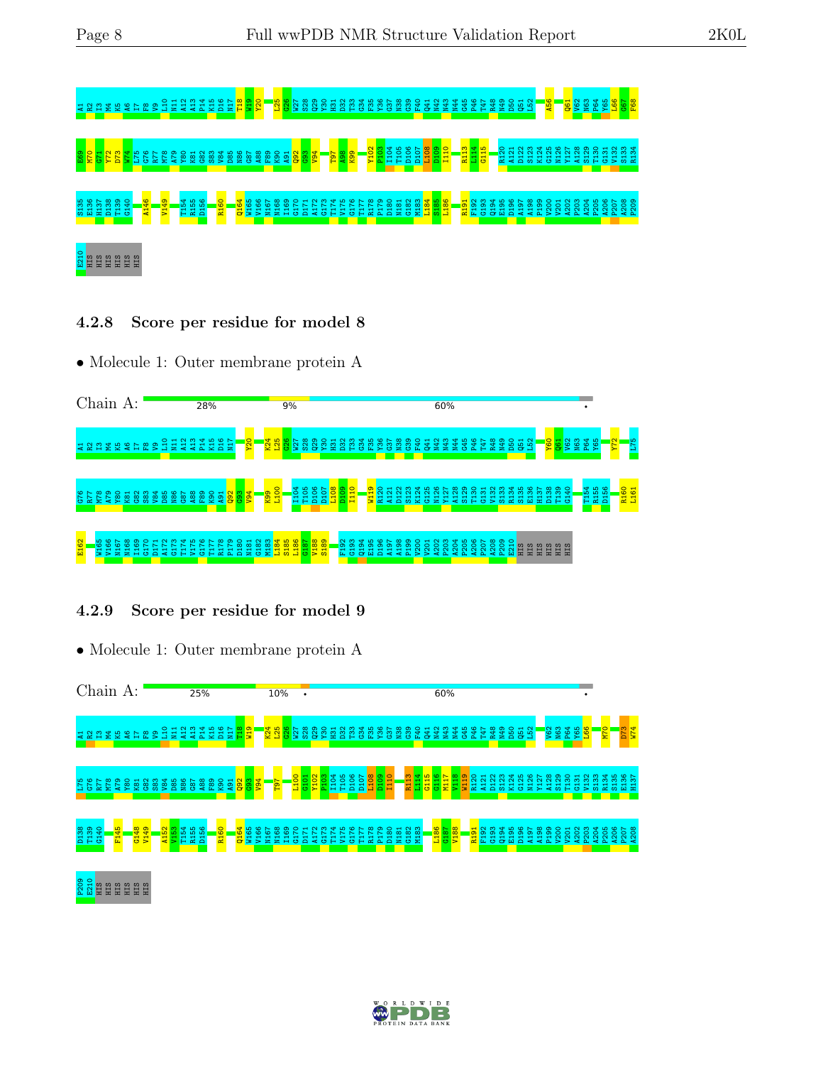A1 A2 I3 M4 K5 A6 I7 F8 V9 L10 N11 A12 A13 P14 K15 D16 N17 T18 W19 Y20 L25 G26 W27 S28 Q29 Y30 H31 D32 T33 G34 F35 Y36 G37 N38 G39 F40 Q41 N42 N43 N44 G45 P46 T47 R48 N49 D50 Q51 L52 A56 Q61 V62 N63 P64 Y65 L66 G67 F68

E69 M70 G71 Y72 D73 W74 L75 G76 R77 M78 A79 Y80 K81 G82 S83 V84 D85 N86 G87 A88 F89 K90 A91 Q92 G93 V94 T97 A98 K99 Y102 P103 I104 T105 D106 D107 L108 D109 I110 R113 L114 G115 R120 A121 D122 S123 K124 G125 N126 Y127 A128 S129 T130 G131 V132 S133 R134

S135 E136 H137 D138 T139 G140 A146 V149 T154 R155 D156 R160 Q164 W165 V166 N167 N168 I169 G170 D171 A172 G173 T174 V175 G176 T177 R178 P179 D180 N181 G182 M183 L184 S185 L186 R191 F192 G193 Q194 E195 D196 A197 A198 P199 V200 V201 A202 P203 A204 P205 A206 P207 A208 P209

E210 HIS HIS HIS HIS HIS HIS

### 4.2.8 Score per residue for model 8

- Molecule 1: Outer membrane protein A

Chain A: 28% | 9% | 60% | •

A1 A2 I3 M4 K5 A6 I7 F8 V9 L10 N11 A12 A13 P14 K15 D16 N17 Y20 K24 L25 G26 W27 S28 Q29 Y30 H31 D32 T33 G34 F35 Y36 G37 N38 G39 F40 Q41 N42 N43 N44 G45 P46 T47 R48 N49 D50 Q51 L52 Y60 Q61 V62 N63 P64 Y65 Y72 L75

G76 R77 M78 A79 Y80 K81 G82 S83 V84 D85 N86 G87 A88 F89 K90 A91 Q92 G93 V94 K99 L100 I104 T105 D106 D107 L108 D109 I110 W119 R120 A121 D122 S123 K124 G125 N126 Y127 A128 S129 T130 G131 V132 S133 R134 S135 E136 H137 D138 T139 G140 T154 R155 D156 R160 L161

E162 W165 V166 N167 N168 I169 G170 D171 A172 G173 T174 V175 G176 T177 R178 P179 D180 N181 G182 M183 L184 S185 L186 G187 V188 S189 F192 G193 Q194 E195 D196 A197 A198 P199 V200 V201 A202 P203 A204 P205 A206 P207 A208 P209 E210 HIS HIS HIS HIS HIS HIS

### 4.2.9 Score per residue for model 9

- Molecule 1: Outer membrane protein A

Chain A: 25% | 10% | • | 60% | •

A1 A2 I3 M4 K5 A6 I7 F8 V9 L10 N11 A12 A13 P14 K15 D16 N17 T18 W19 K24 L25 G26 W27 S28 Q29 Y30 H31 D32 T33 G34 F35 Y36 G37 N38 G39 F40 Q41 N42 N43 N44 G45 P46 T47 R48 N49 D50 Q51 L52 V62 N63 P64 Y65 L66 M70 D73 W74

L75 G76 R77 M78 A79 Y80 K81 G82 S83 V84 D85 N86 G87 A88 F89 K90 A91 Q92 G93 V94 T97 L100 G101 Y102 P103 I104 T105 D106 D107 L108 D109 I110 R113 L114 G115 G116 M117 V118 W119 R120 A121 D122 S123 K124 G125 N126 Y127 A128 S129 T130 G131 V132 S133 R134 S135 E136 H137

D138 T139 G140 F145 G148 V149 A152 V153 T154 R155 D156 R160 Q164 W165 V166 N167 N168 I169 G170 D171 A172 G173 T174 V175 G176 T177 R178 P179 D180 N181 G182 M183 L186 G187 V188 R191 F192 G193 Q194 E195 D196 A197 A198 P199 V200 V201 A202 P203 A204 P205 A206 P207 A208

P209 E210 HIS HIS HIS HIS HIS HIS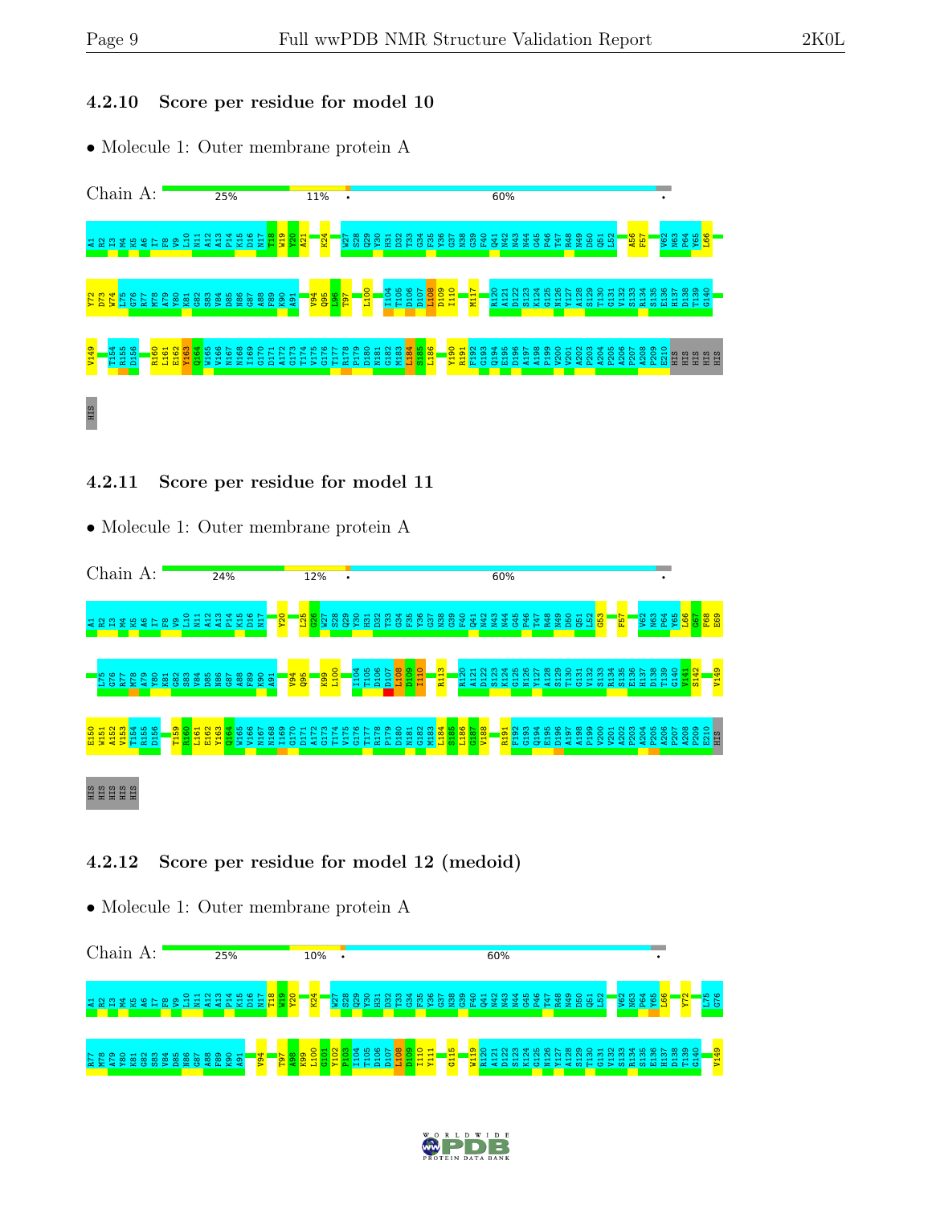### 4.2.10 Score per residue for model 10

- Molecule 1: Outer membrane protein A

Chain A: 25% 11% • 60% •

A1 R2 I3 M4 K5 A6 I7 F8 V9 L10 N11 A12 A13 P14 K15 D16 N17 T18 W19 Y20 A21 K24 W27 S28 Q29 Y30 H31 D32 T33 G34 F35 Y36 G37 N38 G39 F40 Q41 N42 N43 N44 G45 P46 T47 R48 N49 D50 Q51 L52 A56 F57 V62 N63 P64 Y65 L66 Y72 D73 W74 L75 G76 R77 M78 A79 Y80 K81 G82 S83 V84 D85 N86 G87 A88 F89 K90 A91 V94 Q95 L96 T97 L100 I104 T105 D106 D107 L108 D109 I110 M117 R120 A121 D122 S123 K124 G125 N126 Y127 A128 S129 T130 G131 V132 S133 R134 S135 E136 H137 D138 T139 G140 V149 T154 R155 D156 R160 L161 E162 Y163 Q164 W165 V166 N167 N168 I169 G170 D171 A172 G173 T174 V175 G176 T177 R178 P179 D180 N181 G182 M183 L184 S185 L186 Y190 R191 F192 G193 Q194 E195 D196 A197 A198 P199 V200 V201 A202 P203 A204 P205 A206 P207 A208 P209 E210 HIS HIS HIS HIS HIS HIS

### 4.2.11 Score per residue for model 11

- Molecule 1: Outer membrane protein A

Chain A: 24% 12% • 60% •

A1 R2 I3 M4 K5 A6 I7 F8 V9 L10 N11 A12 A13 P14 K15 D16 N17 Y20 L25 G26 W27 S28 Q29 Y30 H31 D32 T33 G34 F35 Y36 G37 N38 G39 F40 Q41 N42 N43 N44 G45 P46 T47 R48 N49 D50 Q51 L52 G53 F57 V62 N63 P64 Y65 L66 G67 F68 E69 L75 G76 R77 M78 A79 Y80 K81 G82 S83 V84 D85 N86 G87 A88 F89 K90 A91 V94 Q95 K99 L100 I104 T105 D106 D107 L108 D109 I110 R113 R120 A121 D122 S123 K124 G125 N126 Y127 A128 S129 T130 G131 V132 S133 R134 S135 E136 H137 D138 T139 G140 V141 S142 V149 E150 W151 A152 V153 T154 R155 D156 T159 R160 L161 E162 Y163 Q164 W165 V166 N167 N168 I169 G170 D171 A172 G173 T174 V175 G176 T177 R178 P179 D180 N181 G182 M183 L184 S185 L186 G187 V188 R191 F192 G193 Q194 E195 D196 A197 A198 P199 V200 V201 A202 P203 A204 P205 A206 P207 A208 P209 E210 HIS HIS HIS HIS HIS HIS

### 4.2.12 Score per residue for model 12 (medoid)

- Molecule 1: Outer membrane protein A

Chain A: 25% 10% • 60% •

A1 R2 I3 M4 K5 A6 I7 F8 V9 L10 N11 A12 A13 P14 K15 D16 N17 T18 W19 Y20 K24 W27 S28 Q29 Y30 H31 D32 T33 G34 F35 Y36 G37 N38 G39 F40 Q41 N42 N43 N44 G45 P46 T47 R48 N49 D50 Q51 L52 V62 N63 P64 Y65 L66 Y72 L75 G76 R77 M78 A79 Y80 K81 G82 S83 V84 D85 N86 G87 A88 F89 K90 A91 V94 T97 A98 K99 L100 G101 Y102 P103 I104 T105 D106 D107 L108 D109 I110 Y111 G115 W119 R120 A121 D122 S123 K124 G125 N126 Y127 A128 S129 T130 G131 V132 S133 R134 S135 E136 H137 D138 T139 G140 V149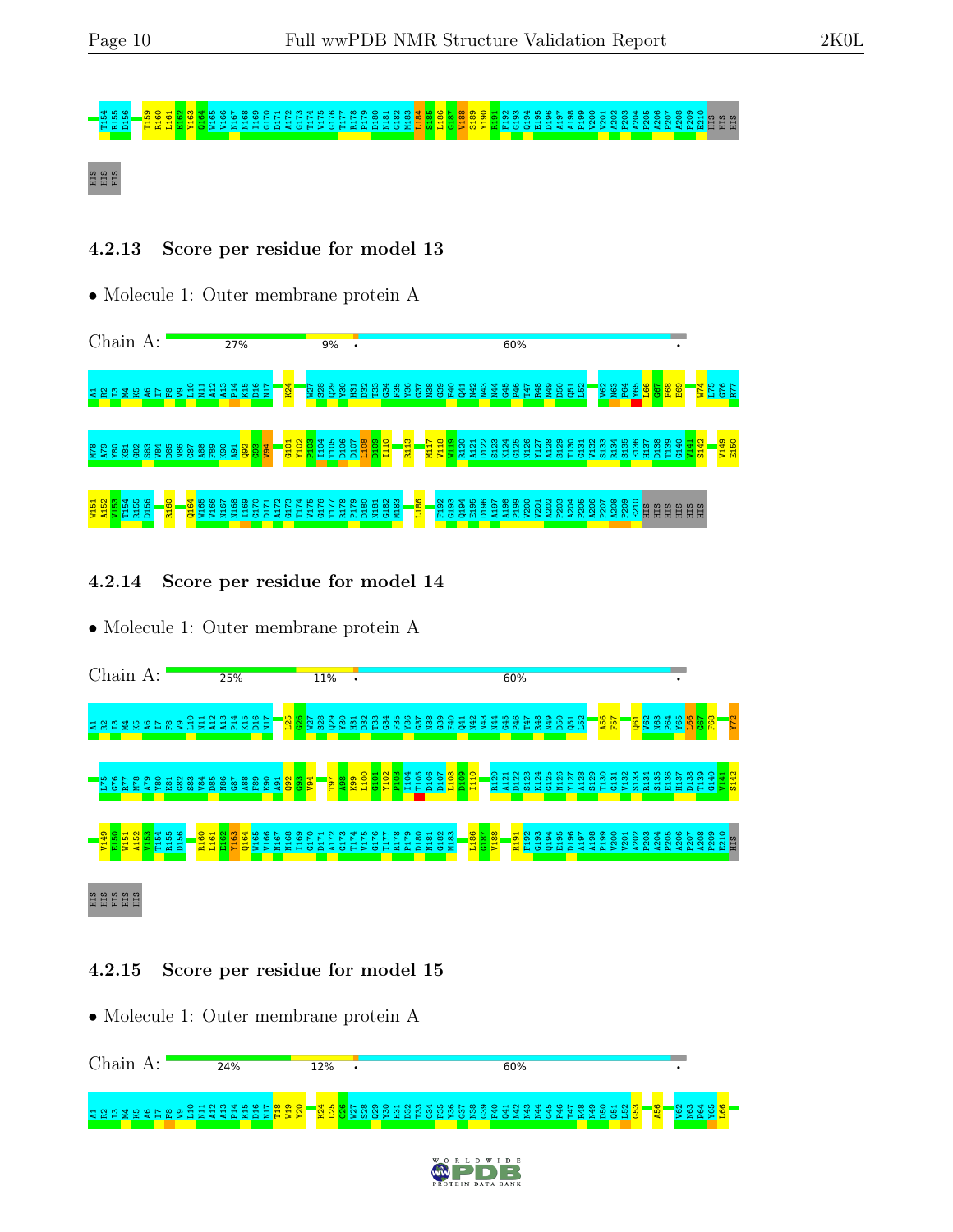T154 R155 D156 T159 R160 L161 E162 Y163 Q164 W165 V166 N167 N168 I169 G170 D171 A172 G173 T174 V176 G176 T177 R178 P179 D180 N181 G182 M183 L184 S185 L186 G187 V188 S189 Y190 R191 F192 G193 Q194 E195 D196 A197 A198 P199 V200 V201 A202 P203 A204 P205 A206 P207 A208 P209 E210 HIS HIS HIS

HIS HIS HIS

### 4.2.13 Score per residue for model 13

- Molecule 1: Outer membrane protein A

Chain A: 27% 9% • 60% •

A1 I2 I3 M4 K5 A6 I7 F8 V9 L10 N11 A12 A13 P14 K15 D16 N17 K24 W27 S28 Q29 Y30 H31 D32 T33 G34 F35 Y36 G37 N38 G39 F40 Q41 N42 N43 N44 G45 P46 T47 R48 N49 D50 Q51 L52 V62 N63 P64 Y65 L66 G67 F68 E69 W74 L75 G76 R77

M78 K79 Y80 K81 G82 S83 V84 D85 N86 G87 A88 F89 K90 A91 Q92 G93 V94 G101 Y102 P103 I104 T105 D106 D107 L108 D109 I110 R113 M117 V118 W119 R120 A121 D122 S123 K124 G125 N126 Y127 A128 S129 T130 G131 V132 S133 R134 S135 E136 H137 D138 T139 G140 V141 S142 V149 E150

W151 A152 V153 T154 R155 D156 R160 Q164 W165 V166 N167 N168 I169 G170 D171 A172 G173 T174 V175 G176 T177 R178 P179 D180 N181 G182 M183 L186 F192 G193 Q194 E195 D196 A197 A198 P199 V200 V201 A202 P203 A204 P205 A206 P207 A208 P209 E210 HIS HIS HIS HIS HIS HIS

### 4.2.14 Score per residue for model 14

- Molecule 1: Outer membrane protein A

Chain A: 25% 11% • 60% •

A1 I2 I3 M4 K5 A6 I7 F8 V9 L10 N11 A12 A13 P14 K15 D16 N17 L25 G26 W27 S28 Q29 Y30 H31 D32 T33 G34 F35 Y36 G37 N38 G39 F40 Q41 N42 N43 N44 G45 P46 T47 R48 N49 D50 Q51 L52 A56 F57 Q61 V62 N63 P64 Y65 L66 G67 F68 Y72

L75 G76 R77 M78 A79 Y80 K81 G82 S83 V84 D85 N86 G87 A88 F89 K90 A91 Q92 G93 V94 T97 A98 K99 L100 G101 Y102 P103 I104 T105 D106 D107 L108 D109 I110 R120 A121 D122 S123 K124 G125 N126 Y127 A128 S129 T130 G131 V132 S133 R134 S135 E136 H137 D138 T139 G140 V141 S142

V149 E150 W151 A152 V153 T154 R155 D156 R160 L161 E162 Y163 Q164 W165 V166 N167 N168 I169 G170 D171 A172 G173 T174 V175 G176 T177 R178 P179 D180 N181 G182 M183 L186 G187 V188 R191 F192 G193 Q194 E195 D196 A197 A198 P199 V200 V201 A202 P203 A204 P205 A206 P207 A208 P209 E210 HIS

HIS HIS HIS HIS HIS

### 4.2.15 Score per residue for model 15

- Molecule 1: Outer membrane protein A

Chain A: 24% 12% • 60% •

A1 I2 I3 M4 K5 A6 I7 F8 V9 L10 N11 A12 A13 P14 K15 D16 N17 T18 W19 Y20 K24 L25 G26 W27 S28 Q29 Y30 H31 D32 T33 G34 F35 Y36 G37 N38 G39 F40 Q41 N42 N43 N44 G45 P46 T47 R48 N49 D50 Q51 L52 G53 A56 V62 N63 P64 Y65 L66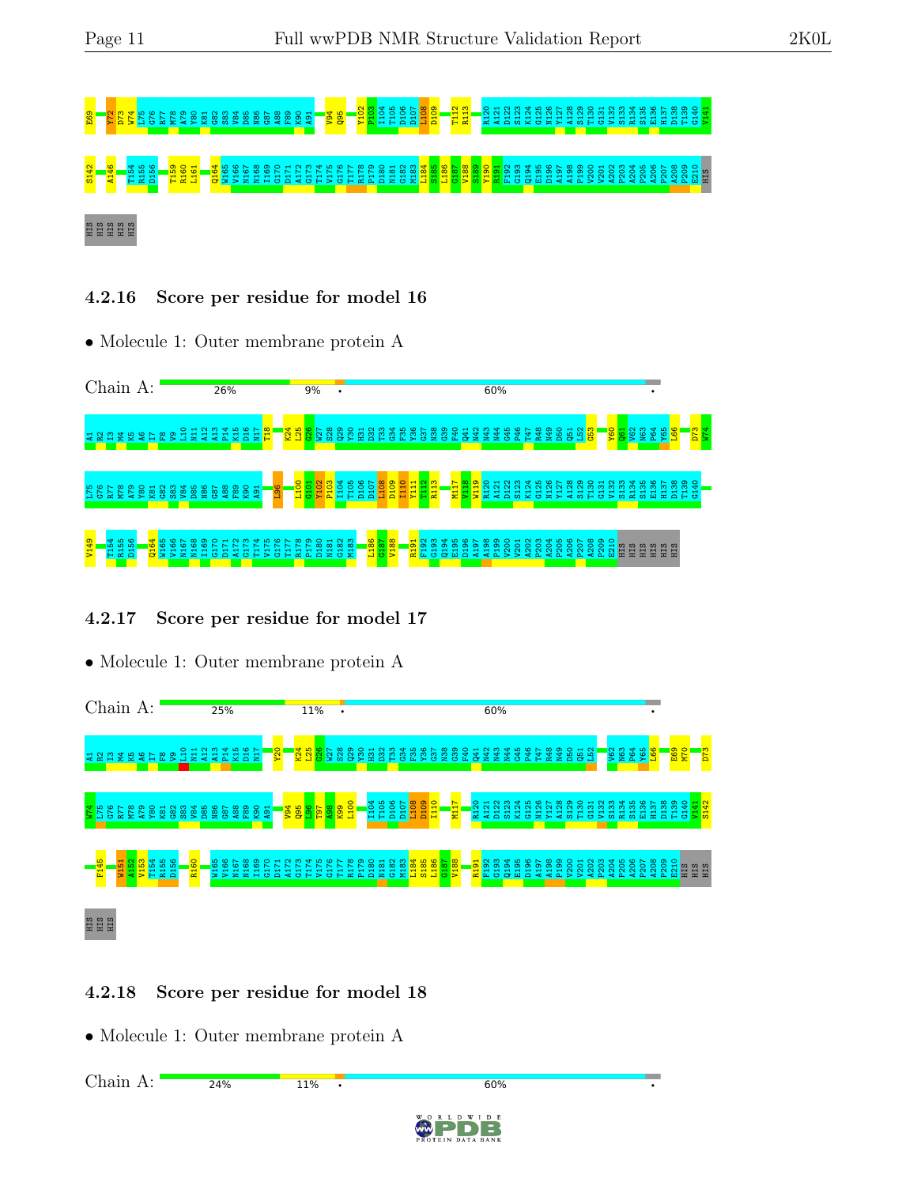E69 Y72 D73 W74 L75 G76 R77 M78 A79 Y80 K81 G82 S83 V84 D85 N86 G87 A88 F89 K90 A91 V94 Q95 Y102 P103 I104 T105 D106 D107 L108 D109 T112 R113 R120 A121 D122 S123 K124 G125 N126 Y127 A128 S129 T130 G131 V132 S133 R134 S135 E136 H137 D138 T139 G140 V141

S142 A146 T154 R155 D156 T159 R160 L161 Q164 W165 V166 N167 N168 I169 G170 D171 A172 G173 T174 V175 G176 T177 R178 P179 D180 N181 G182 M183 L184 S185 L186 G187 V188 S189 Y190 R191 F192 G193 Q194 E195 D196 A197 A198 P199 V200 V201 A202 P203 A204 P205 A206 P207 A208 P209 E210 HIS

HIS HIS HIS HIS HIS

### 4.2.16 Score per residue for model 16

- Molecule 1: Outer membrane protein A

Chain A: 26% 9% • 60% •

A1 R2 I3 M4 K5 A6 I7 F8 V9 L10 N11 A12 A13 P14 K15 D16 N17 T18 K24 L25 G26 W27 S28 Q29 Y30 H31 D32 T33 G34 F35 Y36 G37 N38 G39 F40 Q41 N42 N43 N44 G45 P46 T47 R48 N49 D50 Q51 L52 G53 Y60 Q61 V62 N63 P64 Y65 L66 D73 W74

L75 G76 R77 M78 A79 Y80 K81 G82 S83 V84 D85 N86 G87 A88 F89 K90 A91 L96 L100 G101 Y102 P103 I104 T105 D106 D107 L108 D109 I110 Y111 T112 R113 M117 V118 W119 R120 A121 D122 S123 K124 G125 N126 Y127 A128 S129 T130 G131 V132 S133 R134 S135 E136 H137 D138 T139 G140

V149 T154 R155 D156 Q164 W165 V166 N167 N168 I169 G170 D171 A172 G173 T174 V175 G176 T177 R178 P179 D180 N181 G182 M183 L186 G187 V188 R191 F192 G193 Q194 E195 D196 A197 A198 P199 V200 V201 A202 P203 A204 P205 A206 P207 A208 P209 E210 HIS HIS HIS HIS HIS HIS

### 4.2.17 Score per residue for model 17

- Molecule 1: Outer membrane protein A

Chain A: 25% 11% • 60% •

A1 R2 I3 M4 K5 A6 I7 F8 V9 L10 N11 A12 A13 P14 K15 D16 N17 Y20 K24 L25 G26 W27 S28 Q29 Y30 H31 D32 T33 G34 F35 Y36 G37 N38 G39 F40 W41 N42 N43 N44 G45 P46 T47 R48 N49 D50 Q51 L52 V62 N63 P64 Y65 L66 E69 M70 D73

W74 L75 G76 R77 M78 A79 Y80 K81 G82 S83 V84 D85 N86 G87 A88 F89 K90 A91 V94 Q95 L96 T97 A98 K99 L100 I104 T105 D106 D107 L108 D109 I110 M117 R120 A121 D122 S123 K124 G125 N126 Y127 A128 S129 T130 G131 V132 S133 R134 S135 E136 H137 D138 T139 G140 V141 S142

F145 W151 A152 V153 T154 R155 D156 R160 W165 V166 N167 N168 I169 G170 D171 A172 G173 T174 V175 G176 T177 R178 P179 D180 N181 G182 M183 L184 S185 L186 G187 V188 R191 F192 G193 Q194 E195 D196 A197 A198 P199 V200 V201 A202 P203 A204 P205 A206 P207 A208 P209 E210 HIS HIS HIS

HIS HIS HIS

### 4.2.18 Score per residue for model 18

- Molecule 1: Outer membrane protein A

Chain A: 24% 11% • 60% •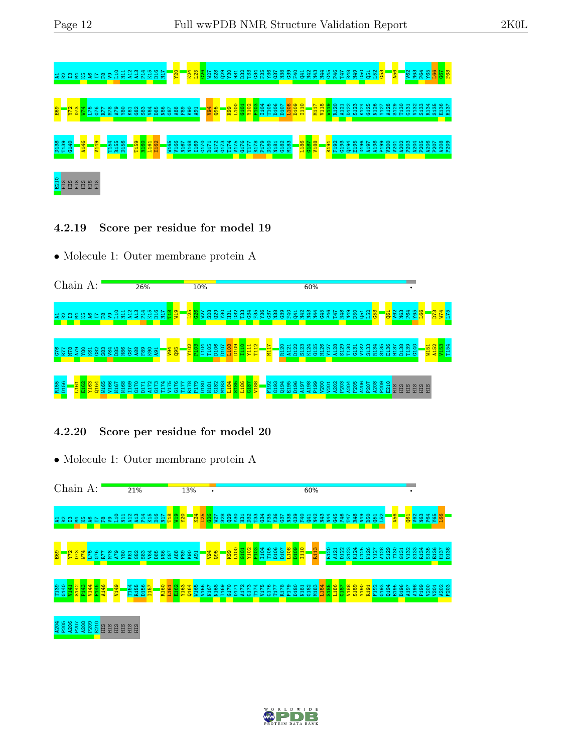A1 R2 I3 M4 K5 A6 I7 F8 V9 L10 N11 A12 A13 P14 K15 D16 N17 Y20 K24 L25 G26 W27 S28 Q29 Y30 H31 D32 T33 G34 F35 Y36 G37 N38 G39 P40 Q41 N42 N43 N44 G45 P46 T47 R48 N49 D50 Q51 L52 G53 A56 V62 N63 P64 Y65 L66 G67 F68

E69 Y72 D73 W74 L75 G76 R77 M78 A79 Y80 K81 G82 S83 V84 D85 N86 G87 A88 F89 K90 A91 V94 Q95 K99 L100 G101 Y102 P103 I104 T105 D106 D107 L108 D109 I110 M117 V118 W119 R120 A121 D122 S123 K124 G125 N126 Y127 A128 S129 T130 G131 V132 S133 R134 S135 E136 H137

D138 T139 G140 A146 V149 T154 R155 D156 T159 R160 L161 E162 W165 V166 N167 N168 I169 G170 D171 A172 G173 T174 V175 G176 T177 R178 P179 D180 N181 G182 M183 L186 G187 V188 R191 F192 G193 Q194 E195 D196 A197 A198 P199 V200 V201 A202 P203 A204 P205 A206 P207 A208 P209

E210 HIS HIS HIS HIS HIS HIS

### 4.2.19 Score per residue for model 19

- Molecule 1: Outer membrane protein A

Chain A: 26% | 10% | 60% | •

A1 R2 I3 M4 K5 A6 I7 F8 V9 L10 N11 A12 A13 P14 K15 D16 N17 T18 W19 L25 G26 W27 S28 Q29 Y30 H31 D32 T33 G34 F35 Y36 G37 N38 G39 P40 Q41 N42 N43 N44 G45 P46 T47 R48 N49 D50 Q51 L52 G53 Q61 V62 N63 P64 Y65 L66 D73 W74 L75

G76 R77 M78 A79 Y80 K81 G82 S83 V84 D85 N86 G87 A88 F89 K90 A91 V94 Q95 Y102 P103 I104 T105 D106 D107 L108 D109 I110 Y111 T112 M117 R120 A121 D122 S123 K124 G125 N126 Y127 A128 S129 T130 G131 V132 S133 R134 S135 E136 H137 D138 T139 G140 W151 A152 V153 T154

R155 D156 L161 E162 Y163 Q164 W165 V166 N167 N168 I169 G170 D171 A172 G173 T174 V175 G176 T177 R178 P179 D180 N181 G182 M183 L184 S185 L186 G187 V188 F192 G193 Q194 E195 D196 A197 A198 P199 V200 V201 A202 P203 A204 P205 A206 P207 A208 P209 E210 HIS HIS HIS HIS HIS HIS

### 4.2.20 Score per residue for model 20

- Molecule 1: Outer membrane protein A

Chain A: 21% | 13% | • | 60% | •

A1 R2 I3 M4 K5 A6 I7 F8 V9 L10 N11 A12 A13 P14 K15 D16 N17 T18 W19 Y20 K24 L25 G26 W27 S28 Q29 Y30 H31 D32 T33 G34 F35 Y36 G37 N38 G39 P40 Q41 N42 N43 N44 G45 P46 T47 R48 N49 D50 Q51 L52 A56 Q61 V62 N63 P64 Y65 L66

E69 Y72 D73 W74 L75 G76 R77 M78 A79 Y80 K81 G82 S83 V84 D85 N86 G87 A88 F89 K90 A91 V94 Q95 K99 L100 G101 Y102 P103 I104 T105 D106 D107 L108 D109 I110 R113 R120 A121 D122 S123 K124 G125 N126 Y127 A128 S129 T130 G131 V132 S133 R134 S135 E136 H137 D138

T139 G140 V141 S142 P143 V144 F145 A146 V149 T154 R155 D156 I157 R160 L161 E162 Y163 Q164 W165 V166 N167 N168 I169 G170 D171 A172 G173 T174 V175 G176 T177 R178 P179 D180 N181 G182 M183 L184 S185 L186 G187 V188 S189 Y190 R191 F192 G193 Q194 E195 D196 A197 A198 P199 V200 V201 A202 P203

A204 P205 A206 P207 A208 P209 E210 HIS HIS HIS HIS HIS HIS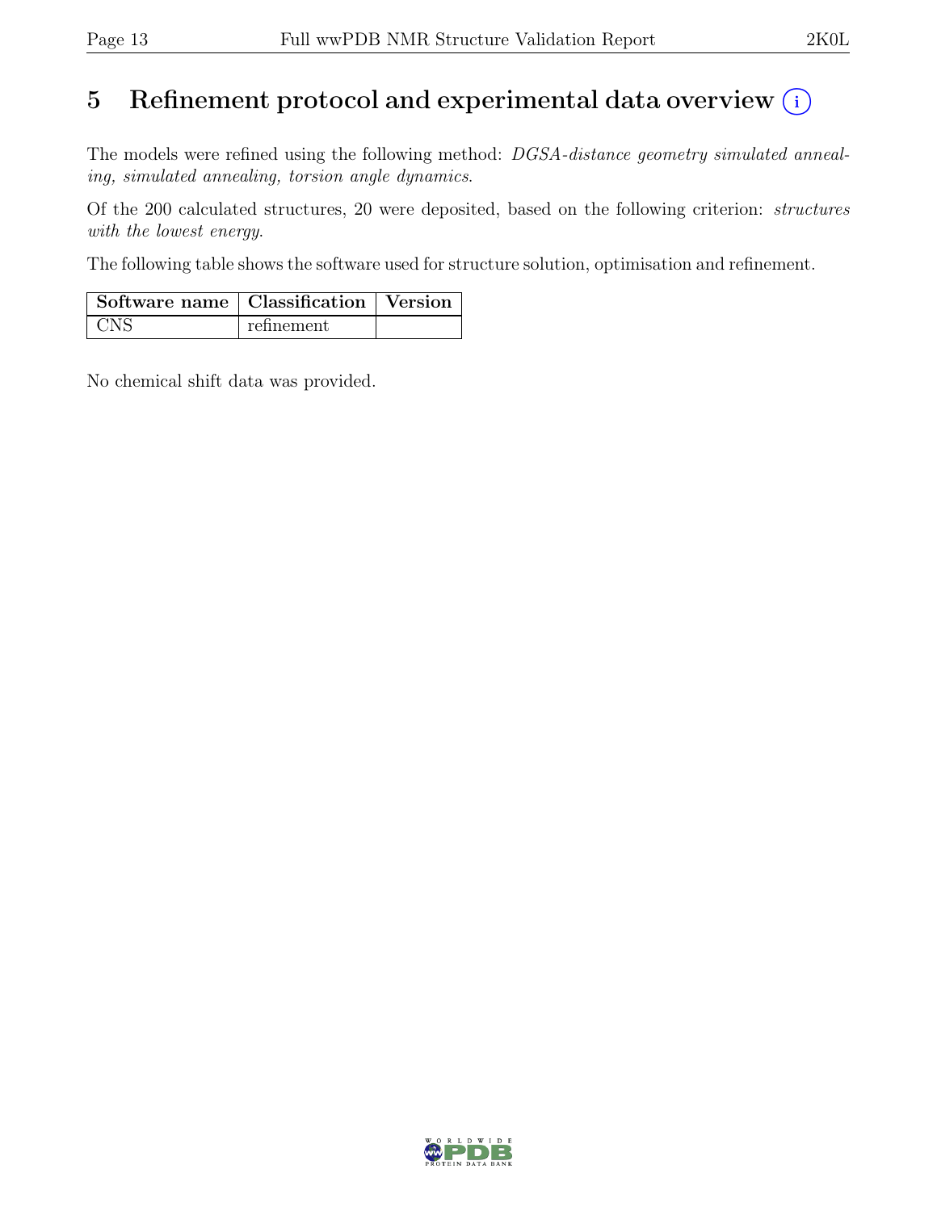# 5 Refinement protocol and experimental data overview (i)

The models were refined using the following method: *DGSA-distance geometry simulated annealing, simulated annealing, torsion angle dynamics*.

Of the 200 calculated structures, 20 were deposited, based on the following criterion: *structures with the lowest energy*.

The following table shows the software used for structure solution, optimisation and refinement.

| Software name | Classification | Version |
|---|---|---|
| CNS | refinement | |

No chemical shift data was provided.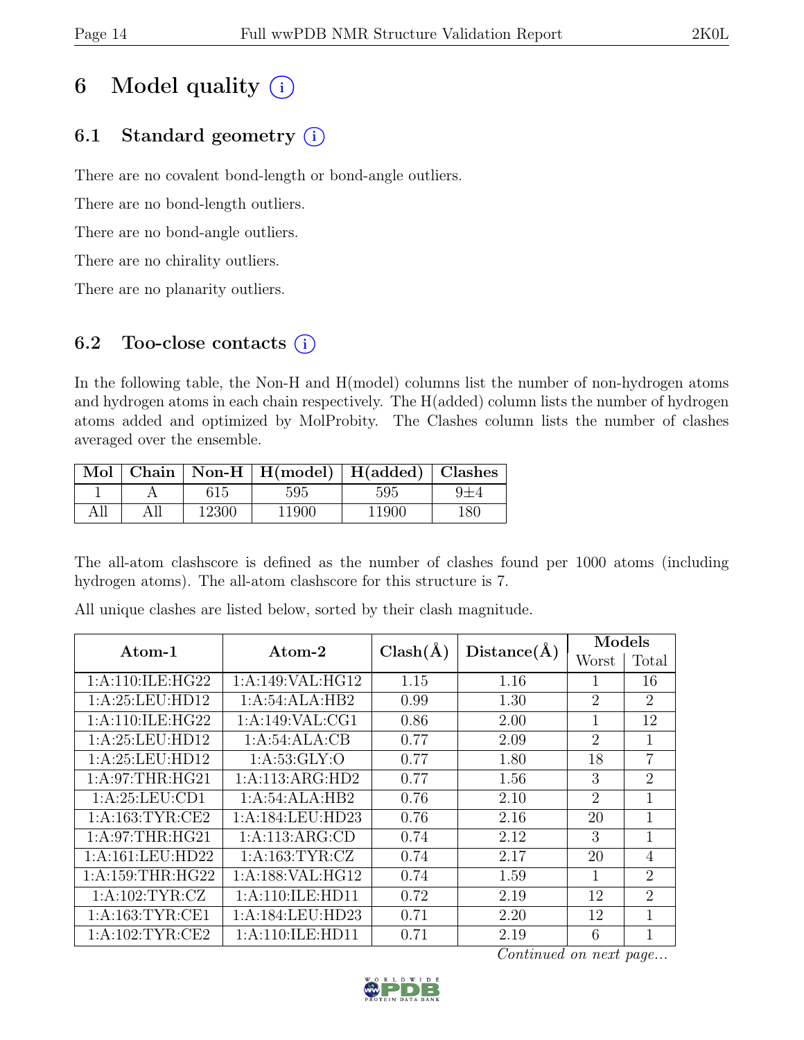# 6 Model quality (i)

## 6.1 Standard geometry (i)

There are no covalent bond-length or bond-angle outliers.

There are no bond-length outliers.

There are no bond-angle outliers.

There are no chirality outliers.

There are no planarity outliers.

## 6.2 Too-close contacts (i)

In the following table, the Non-H and H(model) columns list the number of non-hydrogen atoms and hydrogen atoms in each chain respectively. The H(added) column lists the number of hydrogen atoms added and optimized by MolProbity. The Clashes column lists the number of clashes averaged over the ensemble.

| Mol | Chain | Non-H | H(model) | H(added) | Clashes |
|---|---|---|---|---|---|
| 1 | A | 615 | 595 | 595 | 9±4 |
| All | All | 12300 | 11900 | 11900 | 180 |

The all-atom clashscore is defined as the number of clashes found per 1000 atoms (including hydrogen atoms). The all-atom clashscore for this structure is 7.

All unique clashes are listed below, sorted by their clash magnitude.

| Atom-1 | Atom-2 | Clash(Å) | Distance(Å) | Models | |
|---|---|---|---|---|---|
| | | | | Worst | Total |
| 1:A:110:ILE:HG22 | 1:A:149:VAL:HG12 | 1.15 | 1.16 | 1 | 16 |
| 1:A:25:LEU:HD12 | 1:A:54:ALA:HB2 | 0.99 | 1.30 | 2 | 2 |
| 1:A:110:ILE:HG22 | 1:A:149:VAL:CG1 | 0.86 | 2.00 | 1 | 12 |
| 1:A:25:LEU:HD12 | 1:A:54:ALA:CB | 0.77 | 2.09 | 2 | 1 |
| 1:A:25:LEU:HD12 | 1:A:53:GLY:O | 0.77 | 1.80 | 18 | 7 |
| 1:A:97:THR:HG21 | 1:A:113:ARG:HD2 | 0.77 | 1.56 | 3 | 2 |
| 1:A:25:LEU:CD1 | 1:A:54:ALA:HB2 | 0.76 | 2.10 | 2 | 1 |
| 1:A:163:TYR:CE2 | 1:A:184:LEU:HD23 | 0.76 | 2.16 | 20 | 1 |
| 1:A:97:THR:HG21 | 1:A:113:ARG:CD | 0.74 | 2.12 | 3 | 1 |
| 1:A:161:LEU:HD22 | 1:A:163:TYR:CZ | 0.74 | 2.17 | 20 | 4 |
| 1:A:159:THR:HG22 | 1:A:188:VAL:HG12 | 0.74 | 1.59 | 1 | 2 |
| 1:A:102:TYR:CZ | 1:A:110:ILE:HD11 | 0.72 | 2.19 | 12 | 2 |
| 1:A:163:TYR:CE1 | 1:A:184:LEU:HD23 | 0.71 | 2.20 | 12 | 1 |
| 1:A:102:TYR:CE2 | 1:A:110:ILE:HD11 | 0.71 | 2.19 | 6 | 1 |

*Continued on next page...*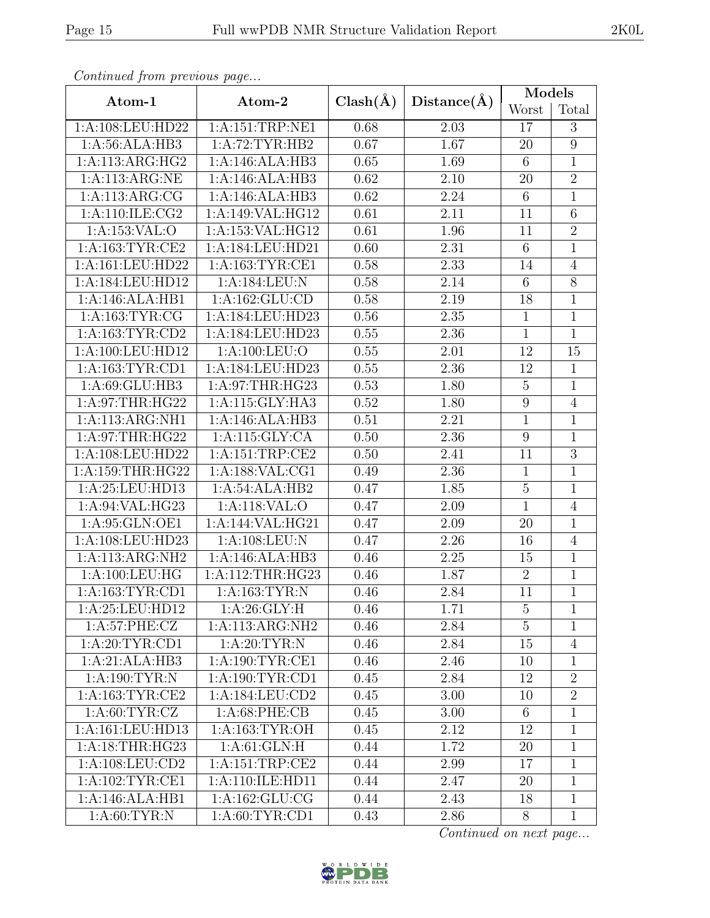*Continued from previous page...*

| Atom-1 | Atom-2 | Clash(Å) | Distance(Å) | Models | |
|---|---|---|---|---|---|
| | | | | Worst | Total |
| 1:A:108:LEU:HD22 | 1:A:151:TRP:NE1 | 0.68 | 2.03 | 17 | 3 |
| 1:A:56:ALA:HB3 | 1:A:72:TYR:HB2 | 0.67 | 1.67 | 20 | 9 |
| 1:A:113:ARG:HG2 | 1:A:146:ALA:HB3 | 0.65 | 1.69 | 6 | 1 |
| 1:A:113:ARG:NE | 1:A:146:ALA:HB3 | 0.62 | 2.10 | 20 | 2 |
| 1:A:113:ARG:CG | 1:A:146:ALA:HB3 | 0.62 | 2.24 | 6 | 1 |
| 1:A:110:ILE:CG2 | 1:A:149:VAL:HG12 | 0.61 | 2.11 | 11 | 6 |
| 1:A:153:VAL:O | 1:A:153:VAL:HG12 | 0.61 | 1.96 | 11 | 2 |
| 1:A:163:TYR:CE2 | 1:A:184:LEU:HD21 | 0.60 | 2.31 | 6 | 1 |
| 1:A:161:LEU:HD22 | 1:A:163:TYR:CE1 | 0.58 | 2.33 | 14 | 4 |
| 1:A:184:LEU:HD12 | 1:A:184:LEU:N | 0.58 | 2.14 | 6 | 8 |
| 1:A:146:ALA:HB1 | 1:A:162:GLU:CD | 0.58 | 2.19 | 18 | 1 |
| 1:A:163:TYR:CG | 1:A:184:LEU:HD23 | 0.56 | 2.35 | 1 | 1 |
| 1:A:163:TYR:CD2 | 1:A:184:LEU:HD23 | 0.55 | 2.36 | 1 | 1 |
| 1:A:100:LEU:HD12 | 1:A:100:LEU:O | 0.55 | 2.01 | 12 | 15 |
| 1:A:163:TYR:CD1 | 1:A:184:LEU:HD23 | 0.55 | 2.36 | 12 | 1 |
| 1:A:69:GLU:HB3 | 1:A:97:THR:HG23 | 0.53 | 1.80 | 5 | 1 |
| 1:A:97:THR:HG22 | 1:A:115:GLY:HA3 | 0.52 | 1.80 | 9 | 4 |
| 1:A:113:ARG:NH1 | 1:A:146:ALA:HB3 | 0.51 | 2.21 | 1 | 1 |
| 1:A:97:THR:HG22 | 1:A:115:GLY:CA | 0.50 | 2.36 | 9 | 1 |
| 1:A:108:LEU:HD22 | 1:A:151:TRP:CE2 | 0.50 | 2.41 | 11 | 3 |
| 1:A:159:THR:HG22 | 1:A:188:VAL:CG1 | 0.49 | 2.36 | 1 | 1 |
| 1:A:25:LEU:HD13 | 1:A:54:ALA:HB2 | 0.47 | 1.85 | 5 | 1 |
| 1:A:94:VAL:HG23 | 1:A:118:VAL:O | 0.47 | 2.09 | 1 | 4 |
| 1:A:95:GLN:OE1 | 1:A:144:VAL:HG21 | 0.47 | 2.09 | 20 | 1 |
| 1:A:108:LEU:HD23 | 1:A:108:LEU:N | 0.47 | 2.26 | 16 | 4 |
| 1:A:113:ARG:NH2 | 1:A:146:ALA:HB3 | 0.46 | 2.25 | 15 | 1 |
| 1:A:100:LEU:HG | 1:A:112:THR:HG23 | 0.46 | 1.87 | 2 | 1 |
| 1:A:163:TYR:CD1 | 1:A:163:TYR:N | 0.46 | 2.84 | 11 | 1 |
| 1:A:25:LEU:HD12 | 1:A:26:GLY:H | 0.46 | 1.71 | 5 | 1 |
| 1:A:57:PHE:CZ | 1:A:113:ARG:NH2 | 0.46 | 2.84 | 5 | 1 |
| 1:A:20:TYR:CD1 | 1:A:20:TYR:N | 0.46 | 2.84 | 15 | 4 |
| 1:A:21:ALA:HB3 | 1:A:190:TYR:CE1 | 0.46 | 2.46 | 10 | 1 |
| 1:A:190:TYR:N | 1:A:190:TYR:CD1 | 0.45 | 2.84 | 12 | 2 |
| 1:A:163:TYR:CE2 | 1:A:184:LEU:CD2 | 0.45 | 3.00 | 10 | 2 |
| 1:A:60:TYR:CZ | 1:A:68:PHE:CB | 0.45 | 3.00 | 6 | 1 |
| 1:A:161:LEU:HD13 | 1:A:163:TYR:OH | 0.45 | 2.12 | 12 | 1 |
| 1:A:18:THR:HG23 | 1:A:61:GLN:H | 0.44 | 1.72 | 20 | 1 |
| 1:A:108:LEU:CD2 | 1:A:151:TRP:CE2 | 0.44 | 2.99 | 17 | 1 |
| 1:A:102:TYR:CE1 | 1:A:110:ILE:HD11 | 0.44 | 2.47 | 20 | 1 |
| 1:A:146:ALA:HB1 | 1:A:162:GLU:CG | 0.44 | 2.43 | 18 | 1 |
| 1:A:60:TYR:N | 1:A:60:TYR:CD1 | 0.43 | 2.86 | 8 | 1 |

*Continued on next page...*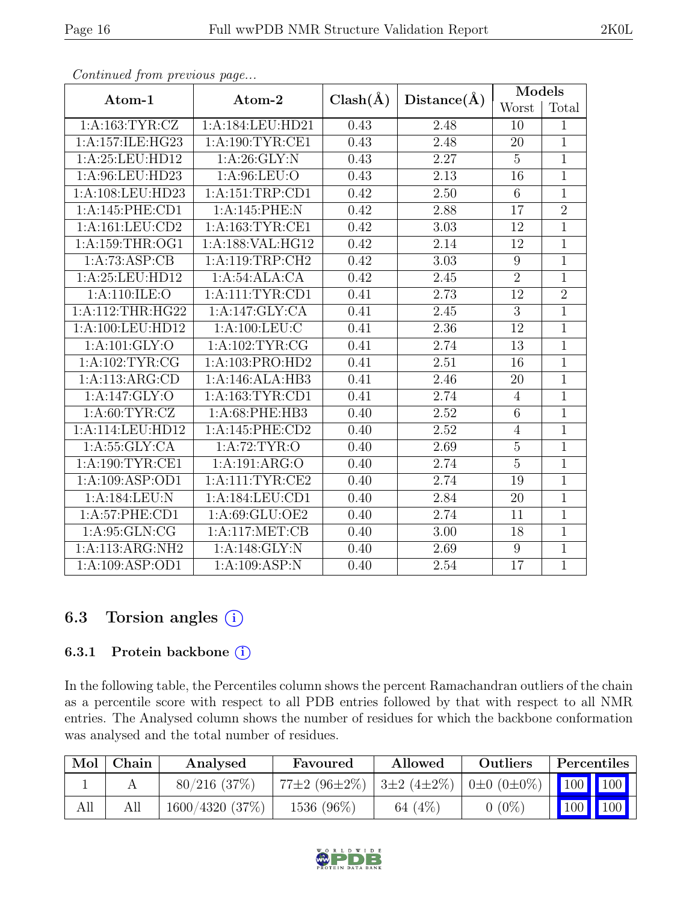*Continued from previous page...*

| Atom-1 | Atom-2 | Clash(Å) | Distance(Å) | Models | |
|---|---|---|---|---|---|
| | | | | Worst | Total |
| 1:A:163:TYR:CZ | 1:A:184:LEU:HD21 | 0.43 | 2.48 | 10 | 1 |
| 1:A:157:ILE:HG23 | 1:A:190:TYR:CE1 | 0.43 | 2.48 | 20 | 1 |
| 1:A:25:LEU:HD12 | 1:A:26:GLY:N | 0.43 | 2.27 | 5 | 1 |
| 1:A:96:LEU:HD23 | 1:A:96:LEU:O | 0.43 | 2.13 | 16 | 1 |
| 1:A:108:LEU:HD23 | 1:A:151:TRP:CD1 | 0.42 | 2.50 | 6 | 1 |
| 1:A:145:PHE:CD1 | 1:A:145:PHE:N | 0.42 | 2.88 | 17 | 2 |
| 1:A:161:LEU:CD2 | 1:A:163:TYR:CE1 | 0.42 | 3.03 | 12 | 1 |
| 1:A:159:THR:OG1 | 1:A:188:VAL:HG12 | 0.42 | 2.14 | 12 | 1 |
| 1:A:73:ASP:CB | 1:A:119:TRP:CH2 | 0.42 | 3.03 | 9 | 1 |
| 1:A:25:LEU:HD12 | 1:A:54:ALA:CA | 0.42 | 2.45 | 2 | 1 |
| 1:A:110:ILE:O | 1:A:111:TYR:CD1 | 0.41 | 2.73 | 12 | 2 |
| 1:A:112:THR:HG22 | 1:A:147:GLY:CA | 0.41 | 2.45 | 3 | 1 |
| 1:A:100:LEU:HD12 | 1:A:100:LEU:C | 0.41 | 2.36 | 12 | 1 |
| 1:A:101:GLY:O | 1:A:102:TYR:CG | 0.41 | 2.74 | 13 | 1 |
| 1:A:102:TYR:CG | 1:A:103:PRO:HD2 | 0.41 | 2.51 | 16 | 1 |
| 1:A:113:ARG:CD | 1:A:146:ALA:HB3 | 0.41 | 2.46 | 20 | 1 |
| 1:A:147:GLY:O | 1:A:163:TYR:CD1 | 0.41 | 2.74 | 4 | 1 |
| 1:A:60:TYR:CZ | 1:A:68:PHE:HB3 | 0.40 | 2.52 | 6 | 1 |
| 1:A:114:LEU:HD12 | 1:A:145:PHE:CD2 | 0.40 | 2.52 | 4 | 1 |
| 1:A:55:GLY:CA | 1:A:72:TYR:O | 0.40 | 2.69 | 5 | 1 |
| 1:A:190:TYR:CE1 | 1:A:191:ARG:O | 0.40 | 2.74 | 5 | 1 |
| 1:A:109:ASP:OD1 | 1:A:111:TYR:CE2 | 0.40 | 2.74 | 19 | 1 |
| 1:A:184:LEU:N | 1:A:184:LEU:CD1 | 0.40 | 2.84 | 20 | 1 |
| 1:A:57:PHE:CD1 | 1:A:69:GLU:OE2 | 0.40 | 2.74 | 11 | 1 |
| 1:A:95:GLN:CG | 1:A:117:MET:CB | 0.40 | 3.00 | 18 | 1 |
| 1:A:113:ARG:NH2 | 1:A:148:GLY:N | 0.40 | 2.69 | 9 | 1 |
| 1:A:109:ASP:OD1 | 1:A:109:ASP:N | 0.40 | 2.54 | 17 | 1 |

## 6.3 Torsion angles (i)

### 6.3.1 Protein backbone (i)

In the following table, the Percentiles column shows the percent Ramachandran outliers of the chain as a percentile score with respect to all PDB entries followed by that with respect to all NMR entries. The Analysed column shows the number of residues for which the backbone conformation was analysed and the total number of residues.

| Mol | Chain | Analysed | Favoured | Allowed | Outliers | Percentiles | |
|---|---|---|---|---|---|---|---|
| 1 | A | 80/216 (37%) | 77±2 (96±2%) | 3±2 (4±2%) | 0±0 (0±0%) | 100 | 100 |
| All | All | 1600/4320 (37%) | 1536 (96%) | 64 (4%) | 0 (0%) | 100 | 100 |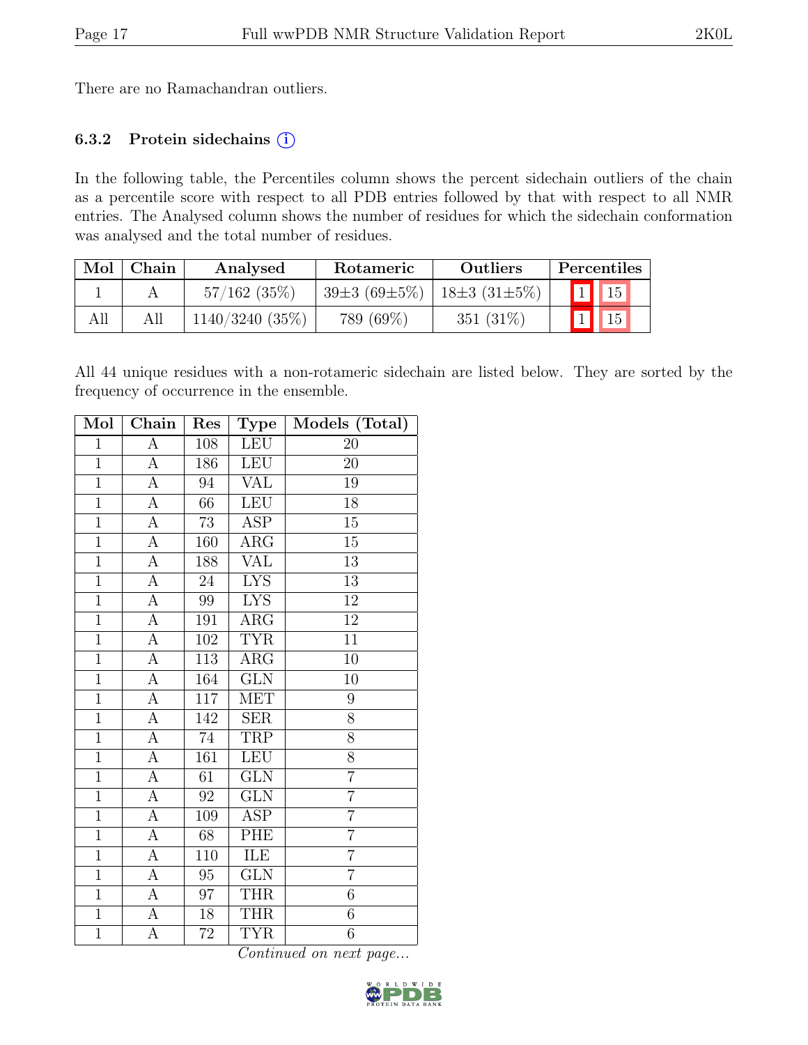There are no Ramachandran outliers.

### 6.3.2 Protein sidechains (i)

In the following table, the Percentiles column shows the percent sidechain outliers of the chain as a percentile score with respect to all PDB entries followed by that with respect to all NMR entries. The Analysed column shows the number of residues for which the sidechain conformation was analysed and the total number of residues.

| Mol | Chain | Analysed | Rotameric | Outliers | Percentiles | |
|---|---|---|---|---|---|---|
| 1 | A | 57/162 (35%) | 39±3 (69±5%) | 18±3 (31±5%) | 1 | 15 |
| All | All | 1140/3240 (35%) | 789 (69%) | 351 (31%) | 1 | 15 |

All 44 unique residues with a non-rotameric sidechain are listed below. They are sorted by the frequency of occurrence in the ensemble.

| Mol | Chain | Res | Type | Models (Total) |
|---|---|---|---|---|
| 1 | A | 108 | LEU | 20 |
| 1 | A | 186 | LEU | 20 |
| 1 | A | 94 | VAL | 19 |
| 1 | A | 66 | LEU | 18 |
| 1 | A | 73 | ASP | 15 |
| 1 | A | 160 | ARG | 15 |
| 1 | A | 188 | VAL | 13 |
| 1 | A | 24 | LYS | 13 |
| 1 | A | 99 | LYS | 12 |
| 1 | A | 191 | ARG | 12 |
| 1 | A | 102 | TYR | 11 |
| 1 | A | 113 | ARG | 10 |
| 1 | A | 164 | GLN | 10 |
| 1 | A | 117 | MET | 9 |
| 1 | A | 142 | SER | 8 |
| 1 | A | 74 | TRP | 8 |
| 1 | A | 161 | LEU | 8 |
| 1 | A | 61 | GLN | 7 |
| 1 | A | 92 | GLN | 7 |
| 1 | A | 109 | ASP | 7 |
| 1 | A | 68 | PHE | 7 |
| 1 | A | 110 | ILE | 7 |
| 1 | A | 95 | GLN | 7 |
| 1 | A | 97 | THR | 6 |
| 1 | A | 18 | THR | 6 |
| 1 | A | 72 | TYR | 6 |

*Continued on next page...*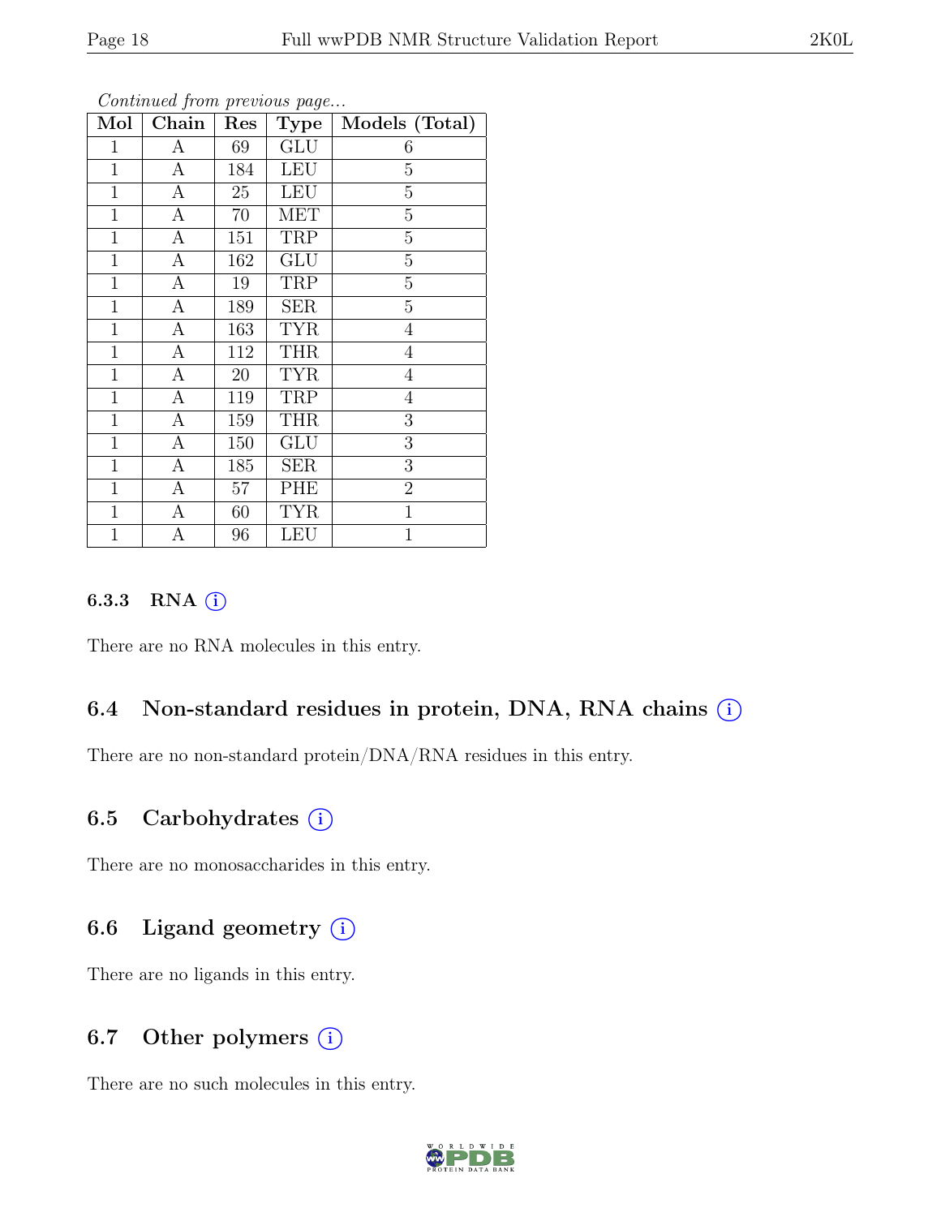*Continued from previous page...*

| Mol | Chain | Res | Type | Models (Total) |
|---|---|---|---|---|
| 1 | A | 69 | GLU | 6 |
| 1 | A | 184 | LEU | 5 |
| 1 | A | 25 | LEU | 5 |
| 1 | A | 70 | MET | 5 |
| 1 | A | 151 | TRP | 5 |
| 1 | A | 162 | GLU | 5 |
| 1 | A | 19 | TRP | 5 |
| 1 | A | 189 | SER | 5 |
| 1 | A | 163 | TYR | 4 |
| 1 | A | 112 | THR | 4 |
| 1 | A | 20 | TYR | 4 |
| 1 | A | 119 | TRP | 4 |
| 1 | A | 159 | THR | 3 |
| 1 | A | 150 | GLU | 3 |
| 1 | A | 185 | SER | 3 |
| 1 | A | 57 | PHE | 2 |
| 1 | A | 60 | TYR | 1 |
| 1 | A | 96 | LEU | 1 |

### 6.3.3 RNA (i)

There are no RNA molecules in this entry.

## 6.4 Non-standard residues in protein, DNA, RNA chains (i)

There are no non-standard protein/DNA/RNA residues in this entry.

## 6.5 Carbohydrates (i)

There are no monosaccharides in this entry.

## 6.6 Ligand geometry (i)

There are no ligands in this entry.

## 6.7 Other polymers (i)

There are no such molecules in this entry.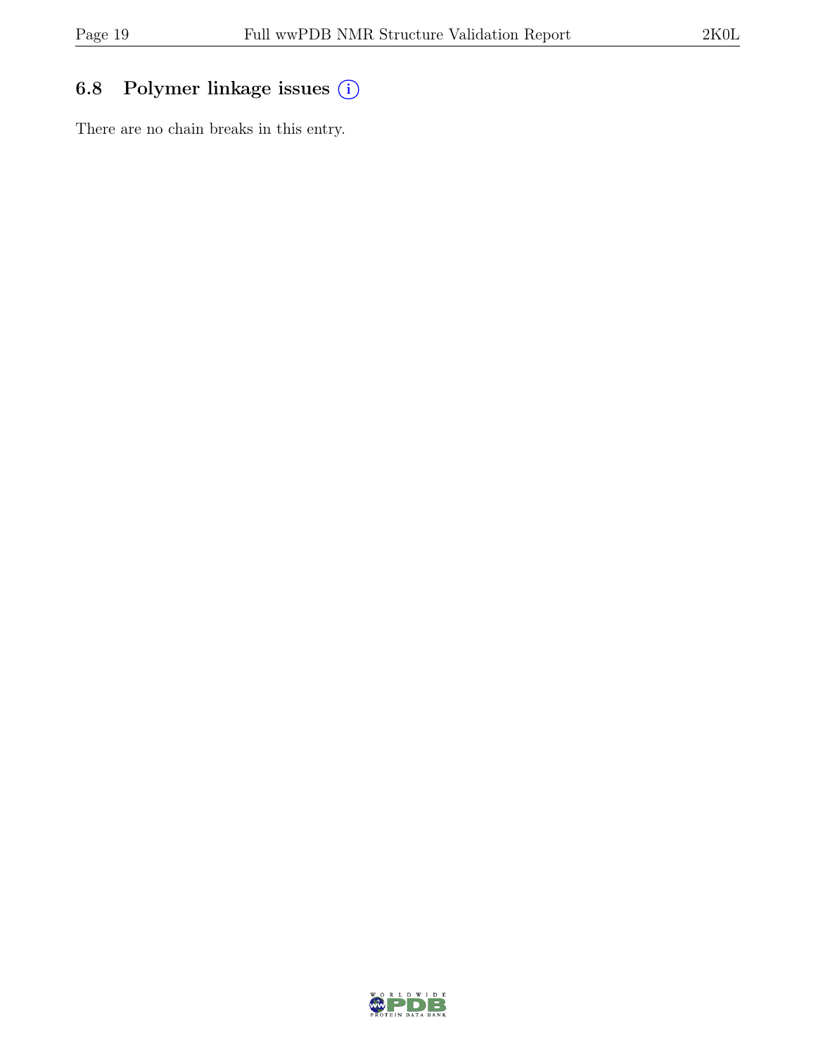## 6.8 Polymer linkage issues

There are no chain breaks in this entry.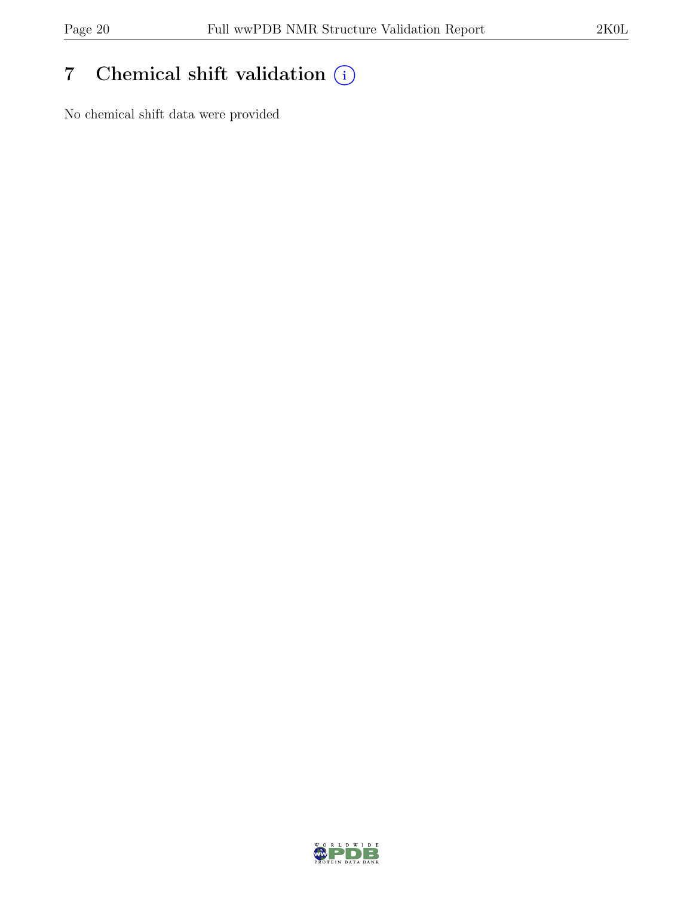# 7 Chemical shift validation

No chemical shift data were provided